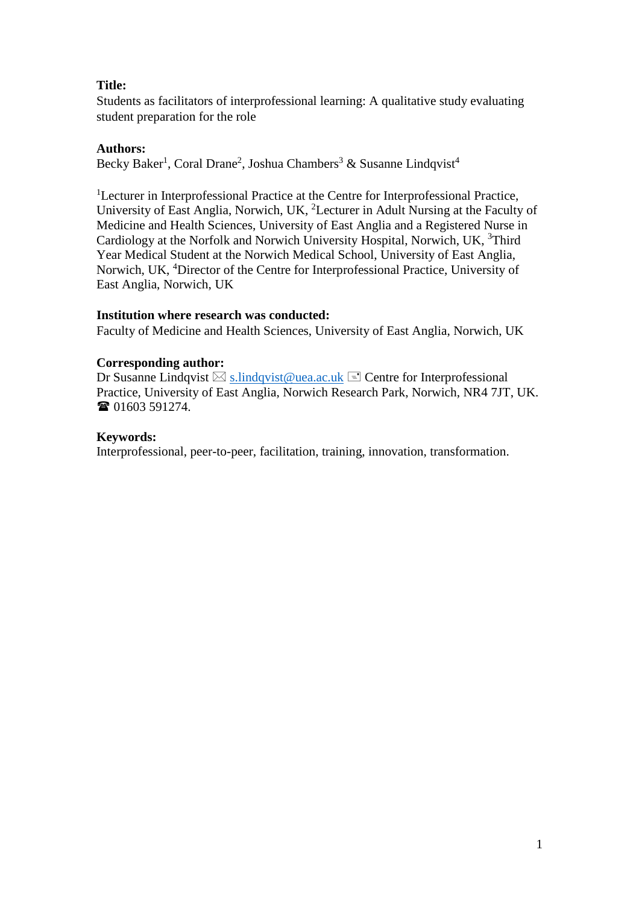**Title:**
Students as facilitators of interprofessional learning: A qualitative study evaluating student preparation for the role

**Authors:**
Becky Baker[1], Coral Drane[2], Joshua Chambers[3] & Susanne Lindqvist[4]

[1]Lecturer in Interprofessional Practice at the Centre for Interprofessional Practice, University of East Anglia, Norwich, UK, [2]Lecturer in Adult Nursing at the Faculty of Medicine and Health Sciences, University of East Anglia and a Registered Nurse in Cardiology at the Norfolk and Norwich University Hospital, Norwich, UK, [3]Third Year Medical Student at the Norwich Medical School, University of East Anglia, Norwich, UK, [4]Director of the Centre for Interprofessional Practice, University of East Anglia, Norwich, UK

**Institution where research was conducted:**
Faculty of Medicine and Health Sciences, University of East Anglia, Norwich, UK

**Corresponding author:**
Dr Susanne Lindqvist ✉ s.lindqvist@uea.ac.uk Centre for Interprofessional Practice, University of East Anglia, Norwich Research Park, Norwich, NR4 7JT, UK. ☎ 01603 591274.

**Keywords:**
Interprofessional, peer-to-peer, facilitation, training, innovation, transformation.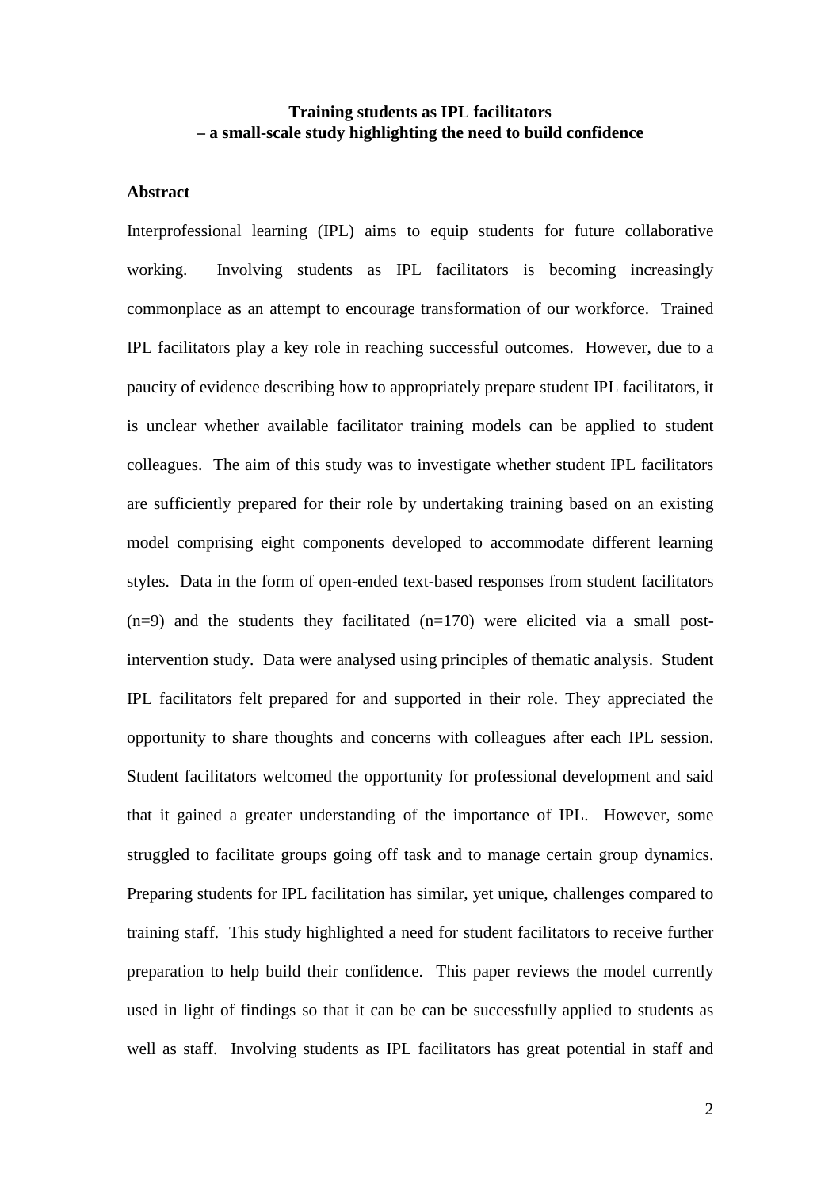**Training students as IPL facilitators**
**– a small-scale study highlighting the need to build confidence**

## Abstract

Interprofessional learning (IPL) aims to equip students for future collaborative working. Involving students as IPL facilitators is becoming increasingly commonplace as an attempt to encourage transformation of our workforce. Trained IPL facilitators play a key role in reaching successful outcomes. However, due to a paucity of evidence describing how to appropriately prepare student IPL facilitators, it is unclear whether available facilitator training models can be applied to student colleagues. The aim of this study was to investigate whether student IPL facilitators are sufficiently prepared for their role by undertaking training based on an existing model comprising eight components developed to accommodate different learning styles. Data in the form of open-ended text-based responses from student facilitators (n=9) and the students they facilitated (n=170) were elicited via a small post-intervention study. Data were analysed using principles of thematic analysis. Student IPL facilitators felt prepared for and supported in their role. They appreciated the opportunity to share thoughts and concerns with colleagues after each IPL session. Student facilitators welcomed the opportunity for professional development and said that it gained a greater understanding of the importance of IPL. However, some struggled to facilitate groups going off task and to manage certain group dynamics. Preparing students for IPL facilitation has similar, yet unique, challenges compared to training staff. This study highlighted a need for student facilitators to receive further preparation to help build their confidence. This paper reviews the model currently used in light of findings so that it can be can be successfully applied to students as well as staff. Involving students as IPL facilitators has great potential in staff and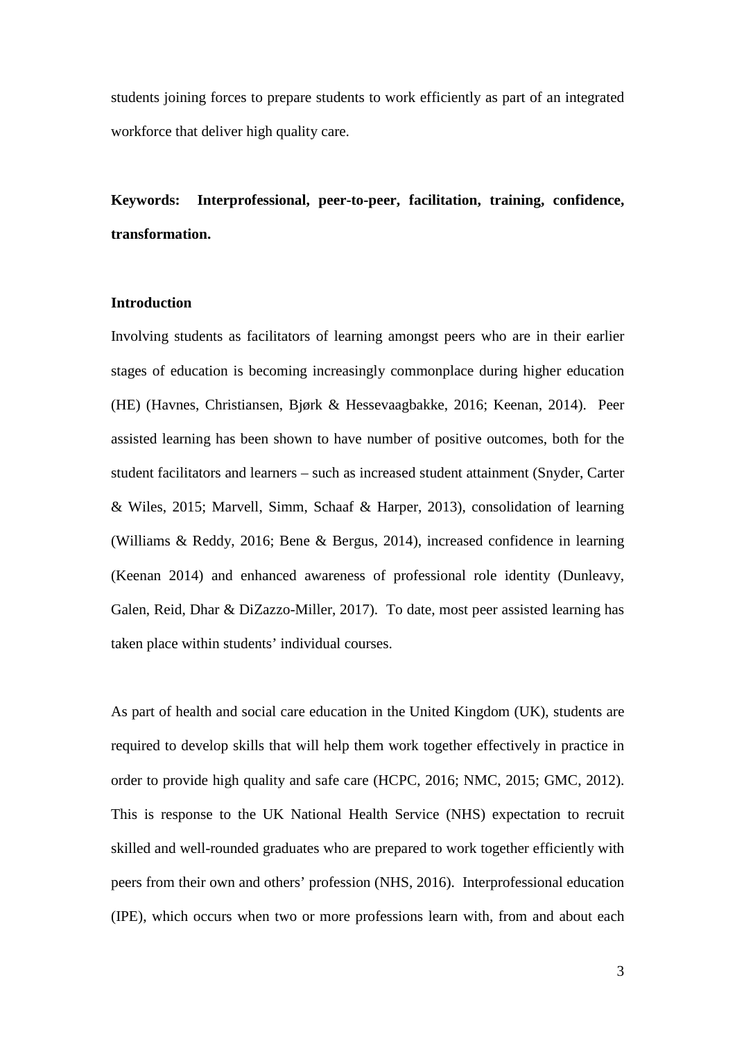students joining forces to prepare students to work efficiently as part of an integrated workforce that deliver high quality care.

**Keywords: Interprofessional, peer-to-peer, facilitation, training, confidence, transformation.**

## Introduction

Involving students as facilitators of learning amongst peers who are in their earlier stages of education is becoming increasingly commonplace during higher education (HE) (Havnes, Christiansen, Bjørk & Hessevaagbakke, 2016; Keenan, 2014). Peer assisted learning has been shown to have number of positive outcomes, both for the student facilitators and learners – such as increased student attainment (Snyder, Carter & Wiles, 2015; Marvell, Simm, Schaaf & Harper, 2013), consolidation of learning (Williams & Reddy, 2016; Bene & Bergus, 2014), increased confidence in learning (Keenan 2014) and enhanced awareness of professional role identity (Dunleavy, Galen, Reid, Dhar & DiZazzo-Miller, 2017). To date, most peer assisted learning has taken place within students' individual courses.

As part of health and social care education in the United Kingdom (UK), students are required to develop skills that will help them work together effectively in practice in order to provide high quality and safe care (HCPC, 2016; NMC, 2015; GMC, 2012). This is response to the UK National Health Service (NHS) expectation to recruit skilled and well-rounded graduates who are prepared to work together efficiently with peers from their own and others' profession (NHS, 2016). Interprofessional education (IPE), which occurs when two or more professions learn with, from and about each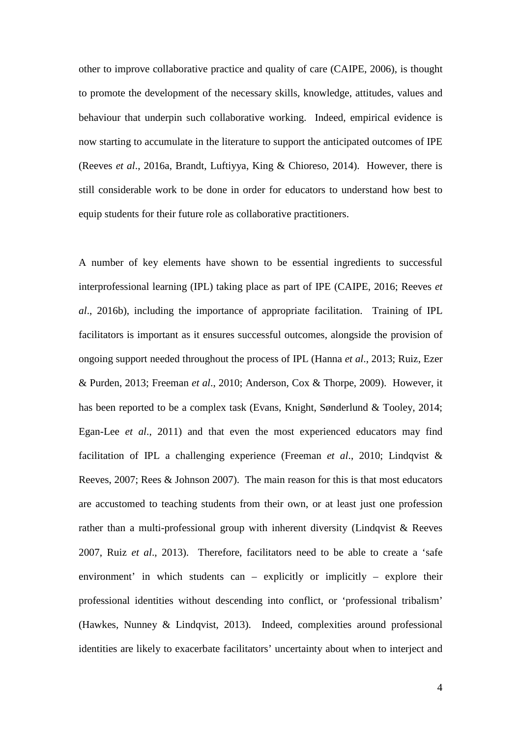other to improve collaborative practice and quality of care (CAIPE, 2006), is thought to promote the development of the necessary skills, knowledge, attitudes, values and behaviour that underpin such collaborative working. Indeed, empirical evidence is now starting to accumulate in the literature to support the anticipated outcomes of IPE (Reeves *et al*., 2016a, Brandt, Luftiyya, King & Chioreso, 2014). However, there is still considerable work to be done in order for educators to understand how best to equip students for their future role as collaborative practitioners.

A number of key elements have shown to be essential ingredients to successful interprofessional learning (IPL) taking place as part of IPE (CAIPE, 2016; Reeves *et al*., 2016b), including the importance of appropriate facilitation. Training of IPL facilitators is important as it ensures successful outcomes, alongside the provision of ongoing support needed throughout the process of IPL (Hanna *et al*., 2013; Ruiz, Ezer & Purden, 2013; Freeman *et al*., 2010; Anderson, Cox & Thorpe, 2009). However, it has been reported to be a complex task (Evans, Knight, Sønderlund & Tooley, 2014; Egan-Lee *et al*., 2011) and that even the most experienced educators may find facilitation of IPL a challenging experience (Freeman *et al*., 2010; Lindqvist & Reeves, 2007; Rees & Johnson 2007). The main reason for this is that most educators are accustomed to teaching students from their own, or at least just one profession rather than a multi-professional group with inherent diversity (Lindqvist & Reeves 2007, Ruiz *et al*., 2013). Therefore, facilitators need to be able to create a 'safe environment' in which students can – explicitly or implicitly – explore their professional identities without descending into conflict, or 'professional tribalism' (Hawkes, Nunney & Lindqvist, 2013). Indeed, complexities around professional identities are likely to exacerbate facilitators' uncertainty about when to interject and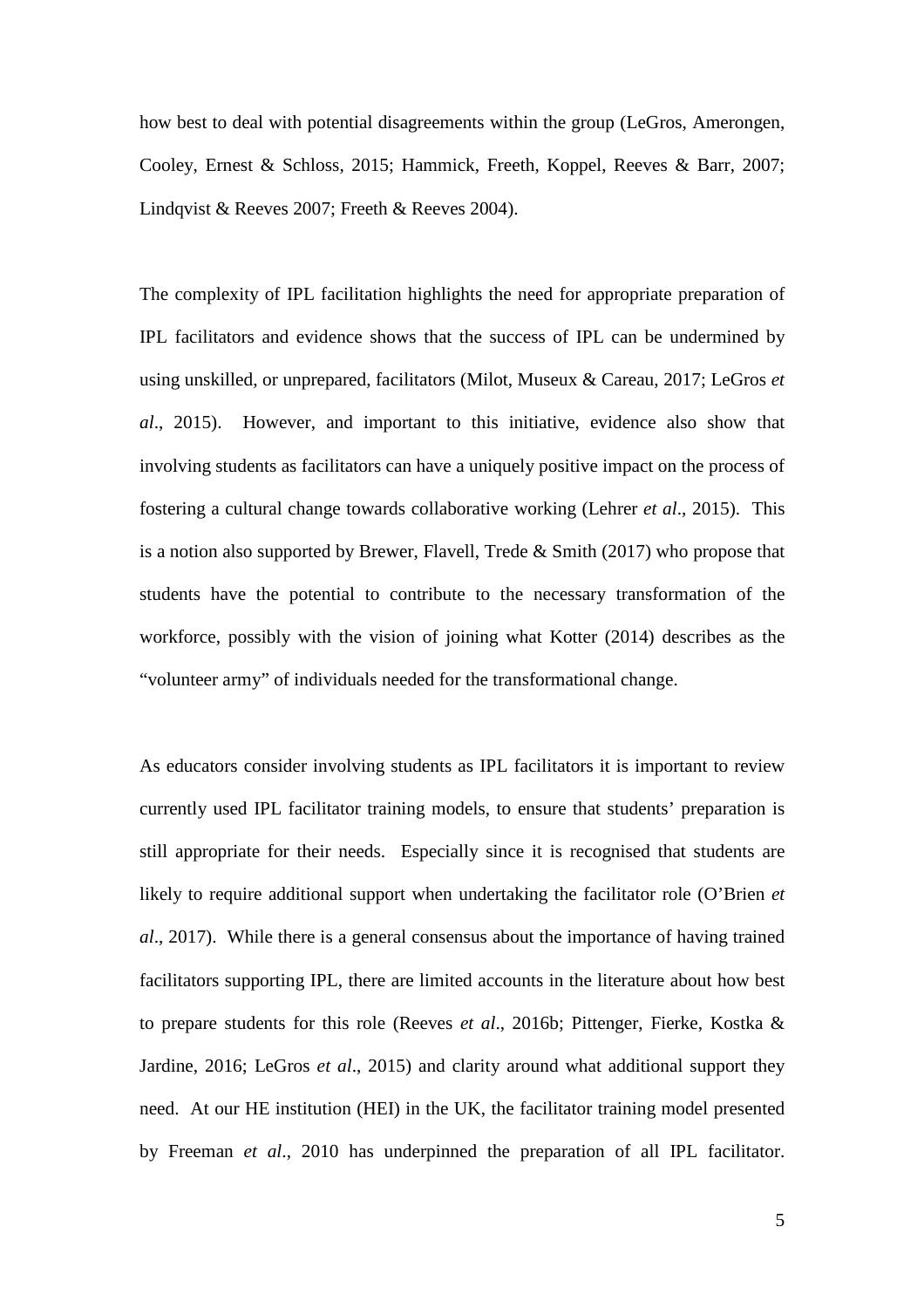how best to deal with potential disagreements within the group (LeGros, Amerongen, Cooley, Ernest & Schloss, 2015; Hammick, Freeth, Koppel, Reeves & Barr, 2007; Lindqvist & Reeves 2007; Freeth & Reeves 2004).

The complexity of IPL facilitation highlights the need for appropriate preparation of IPL facilitators and evidence shows that the success of IPL can be undermined by using unskilled, or unprepared, facilitators (Milot, Museux & Careau, 2017; LeGros *et al*., 2015). However, and important to this initiative, evidence also show that involving students as facilitators can have a uniquely positive impact on the process of fostering a cultural change towards collaborative working (Lehrer *et al*., 2015). This is a notion also supported by Brewer, Flavell, Trede & Smith (2017) who propose that students have the potential to contribute to the necessary transformation of the workforce, possibly with the vision of joining what Kotter (2014) describes as the "volunteer army" of individuals needed for the transformational change.

As educators consider involving students as IPL facilitators it is important to review currently used IPL facilitator training models, to ensure that students' preparation is still appropriate for their needs. Especially since it is recognised that students are likely to require additional support when undertaking the facilitator role (O'Brien *et al*., 2017). While there is a general consensus about the importance of having trained facilitators supporting IPL, there are limited accounts in the literature about how best to prepare students for this role (Reeves *et al*., 2016b; Pittenger, Fierke, Kostka & Jardine, 2016; LeGros *et al*., 2015) and clarity around what additional support they need. At our HE institution (HEI) in the UK, the facilitator training model presented by Freeman *et al*., 2010 has underpinned the preparation of all IPL facilitator.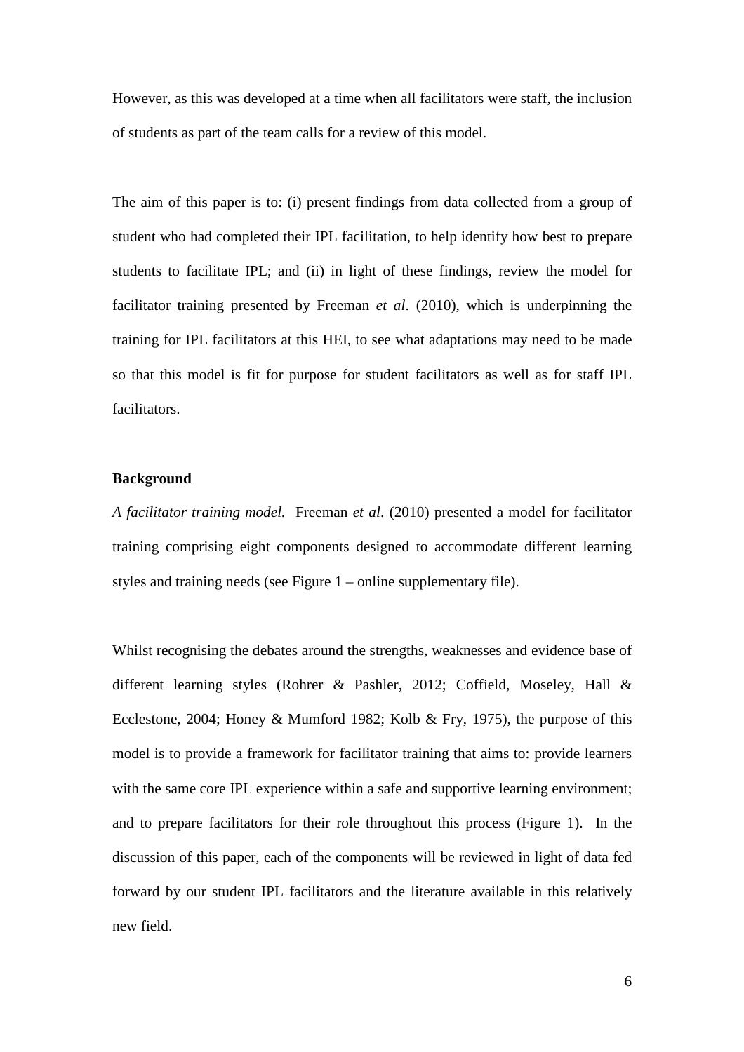However, as this was developed at a time when all facilitators were staff, the inclusion of students as part of the team calls for a review of this model.

The aim of this paper is to: (i) present findings from data collected from a group of student who had completed their IPL facilitation, to help identify how best to prepare students to facilitate IPL; and (ii) in light of these findings, review the model for facilitator training presented by Freeman *et al*. (2010), which is underpinning the training for IPL facilitators at this HEI, to see what adaptations may need to be made so that this model is fit for purpose for student facilitators as well as for staff IPL facilitators.

**Background**

*A facilitator training model.* Freeman *et al*. (2010) presented a model for facilitator training comprising eight components designed to accommodate different learning styles and training needs (see Figure 1 – online supplementary file).

Whilst recognising the debates around the strengths, weaknesses and evidence base of different learning styles (Rohrer & Pashler, 2012; Coffield, Moseley, Hall & Ecclestone, 2004; Honey & Mumford 1982; Kolb & Fry, 1975), the purpose of this model is to provide a framework for facilitator training that aims to: provide learners with the same core IPL experience within a safe and supportive learning environment; and to prepare facilitators for their role throughout this process (Figure 1). In the discussion of this paper, each of the components will be reviewed in light of data fed forward by our student IPL facilitators and the literature available in this relatively new field.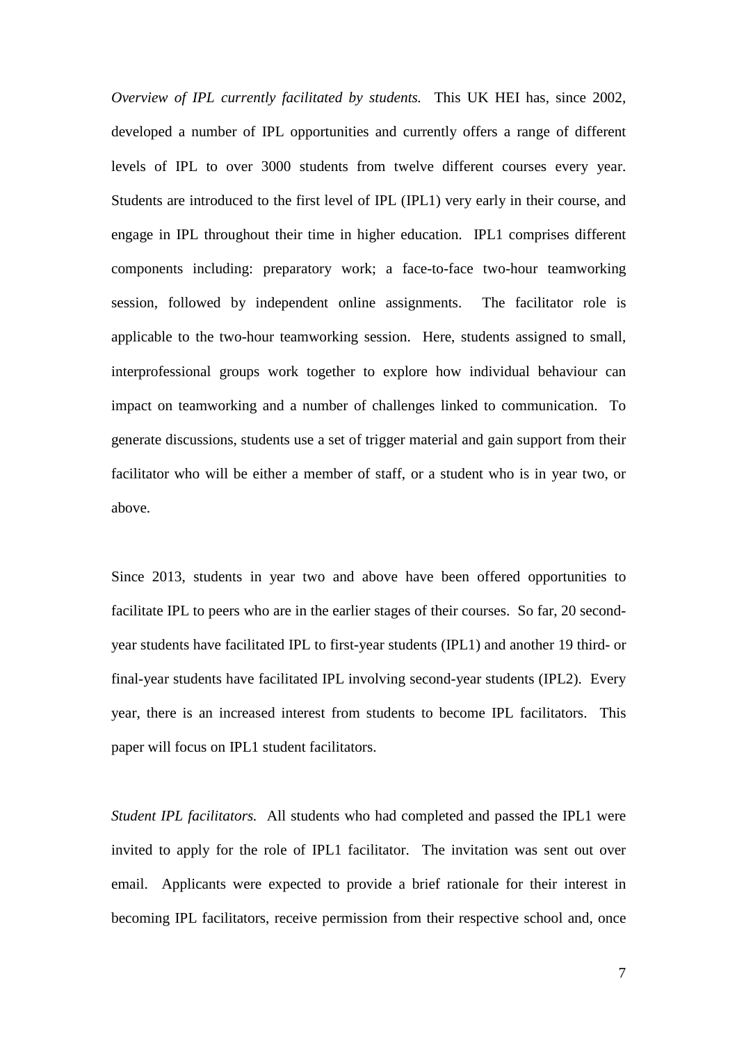*Overview of IPL currently facilitated by students.* This UK HEI has, since 2002, developed a number of IPL opportunities and currently offers a range of different levels of IPL to over 3000 students from twelve different courses every year. Students are introduced to the first level of IPL (IPL1) very early in their course, and engage in IPL throughout their time in higher education. IPL1 comprises different components including: preparatory work; a face-to-face two-hour teamworking session, followed by independent online assignments. The facilitator role is applicable to the two-hour teamworking session. Here, students assigned to small, interprofessional groups work together to explore how individual behaviour can impact on teamworking and a number of challenges linked to communication. To generate discussions, students use a set of trigger material and gain support from their facilitator who will be either a member of staff, or a student who is in year two, or above.

Since 2013, students in year two and above have been offered opportunities to facilitate IPL to peers who are in the earlier stages of their courses. So far, 20 second-year students have facilitated IPL to first-year students (IPL1) and another 19 third- or final-year students have facilitated IPL involving second-year students (IPL2). Every year, there is an increased interest from students to become IPL facilitators. This paper will focus on IPL1 student facilitators.

*Student IPL facilitators.* All students who had completed and passed the IPL1 were invited to apply for the role of IPL1 facilitator. The invitation was sent out over email. Applicants were expected to provide a brief rationale for their interest in becoming IPL facilitators, receive permission from their respective school and, once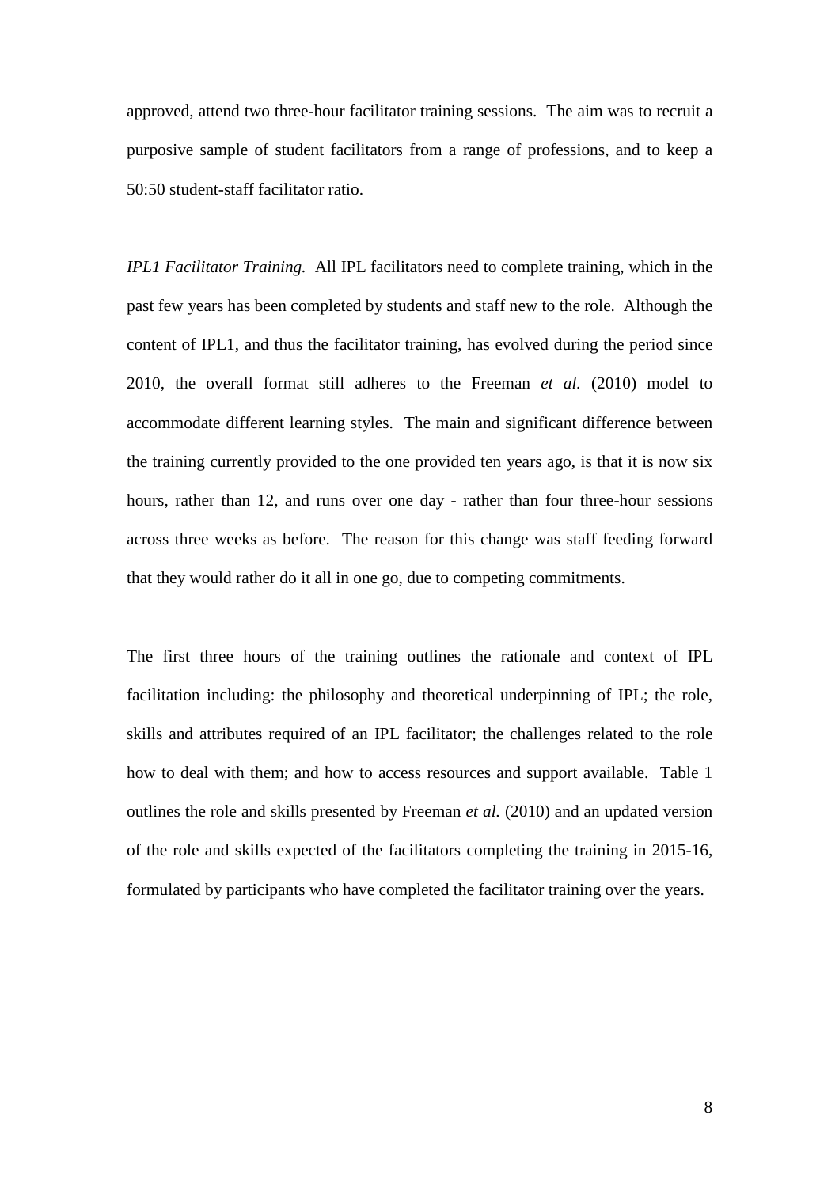approved, attend two three-hour facilitator training sessions. The aim was to recruit a purposive sample of student facilitators from a range of professions, and to keep a 50:50 student-staff facilitator ratio.

*IPL1 Facilitator Training.* All IPL facilitators need to complete training, which in the past few years has been completed by students and staff new to the role. Although the content of IPL1, and thus the facilitator training, has evolved during the period since 2010, the overall format still adheres to the Freeman *et al.* (2010) model to accommodate different learning styles. The main and significant difference between the training currently provided to the one provided ten years ago, is that it is now six hours, rather than 12, and runs over one day - rather than four three-hour sessions across three weeks as before. The reason for this change was staff feeding forward that they would rather do it all in one go, due to competing commitments.

The first three hours of the training outlines the rationale and context of IPL facilitation including: the philosophy and theoretical underpinning of IPL; the role, skills and attributes required of an IPL facilitator; the challenges related to the role how to deal with them; and how to access resources and support available. Table 1 outlines the role and skills presented by Freeman *et al.* (2010) and an updated version of the role and skills expected of the facilitators completing the training in 2015-16, formulated by participants who have completed the facilitator training over the years.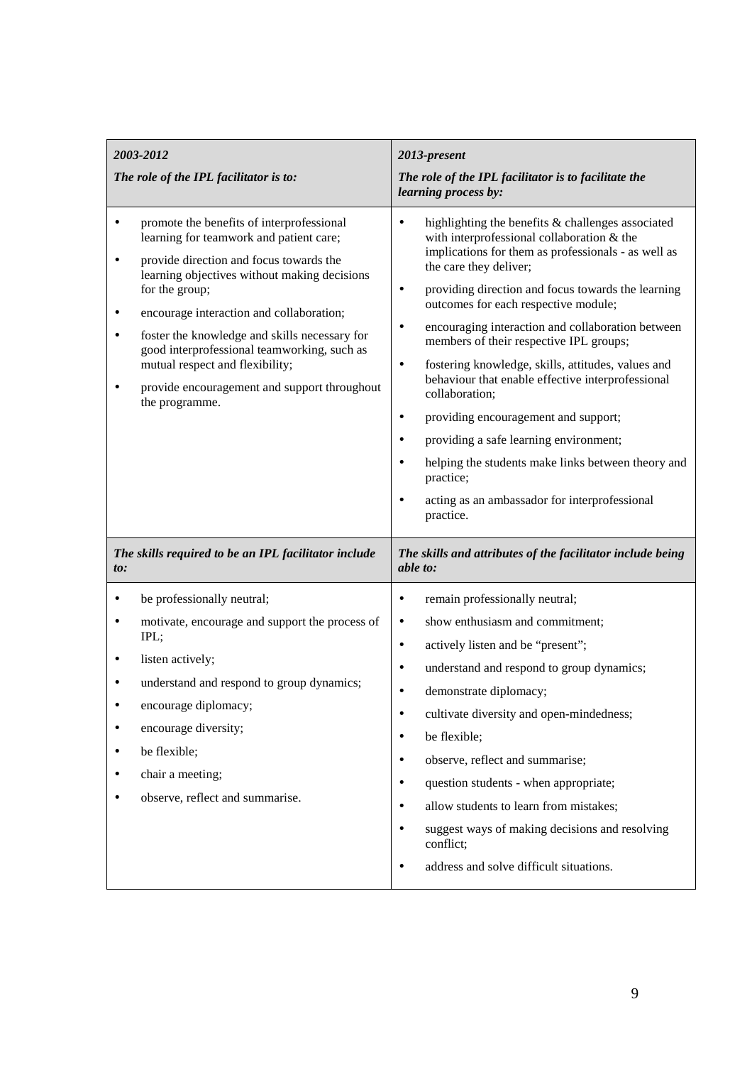| ***2003-2012***<br>***The role of the IPL facilitator is to:*** | ***2013-present***<br>***The role of the IPL facilitator is to facilitate the learning process by:*** |
|---|---|
| • promote the benefits of interprofessional learning for teamwork and patient care;<br>• provide direction and focus towards the learning objectives without making decisions for the group;<br>• encourage interaction and collaboration;<br>• foster the knowledge and skills necessary for good interprofessional teamworking, such as mutual respect and flexibility;<br>• provide encouragement and support throughout the programme. | • highlighting the benefits & challenges associated with interprofessional collaboration & the implications for them as professionals - as well as the care they deliver;<br>• providing direction and focus towards the learning outcomes for each respective module;<br>• encouraging interaction and collaboration between members of their respective IPL groups;<br>• fostering knowledge, skills, attitudes, values and behaviour that enable effective interprofessional collaboration;<br>• providing encouragement and support;<br>• providing a safe learning environment;<br>• helping the students make links between theory and practice;<br>• acting as an ambassador for interprofessional practice. |
| ***The skills required to be an IPL facilitator include to:*** | ***The skills and attributes of the facilitator include being able to:*** |
| • be professionally neutral;<br>• motivate, encourage and support the process of IPL;<br>• listen actively;<br>• understand and respond to group dynamics;<br>• encourage diplomacy;<br>• encourage diversity;<br>• be flexible;<br>• chair a meeting;<br>• observe, reflect and summarise. | • remain professionally neutral;<br>• show enthusiasm and commitment;<br>• actively listen and be "present";<br>• understand and respond to group dynamics;<br>• demonstrate diplomacy;<br>• cultivate diversity and open-mindedness;<br>• be flexible;<br>• observe, reflect and summarise;<br>• question students - when appropriate;<br>• allow students to learn from mistakes;<br>• suggest ways of making decisions and resolving conflict;<br>• address and solve difficult situations. |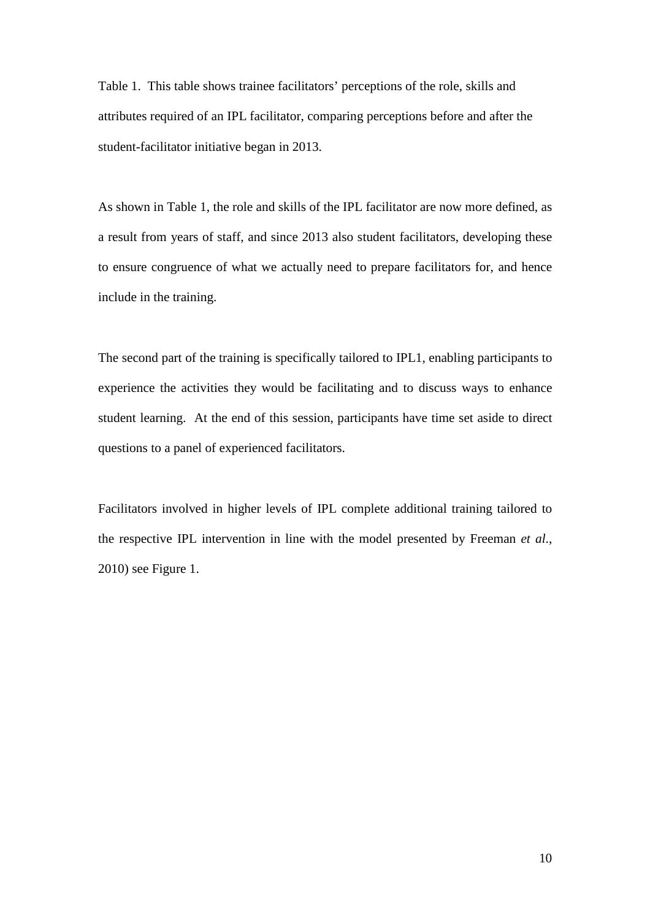Table 1. This table shows trainee facilitators' perceptions of the role, skills and attributes required of an IPL facilitator, comparing perceptions before and after the student-facilitator initiative began in 2013.

As shown in Table 1, the role and skills of the IPL facilitator are now more defined, as a result from years of staff, and since 2013 also student facilitators, developing these to ensure congruence of what we actually need to prepare facilitators for, and hence include in the training.

The second part of the training is specifically tailored to IPL1, enabling participants to experience the activities they would be facilitating and to discuss ways to enhance student learning. At the end of this session, participants have time set aside to direct questions to a panel of experienced facilitators.

Facilitators involved in higher levels of IPL complete additional training tailored to the respective IPL intervention in line with the model presented by Freeman *et al.*, 2010) see Figure 1.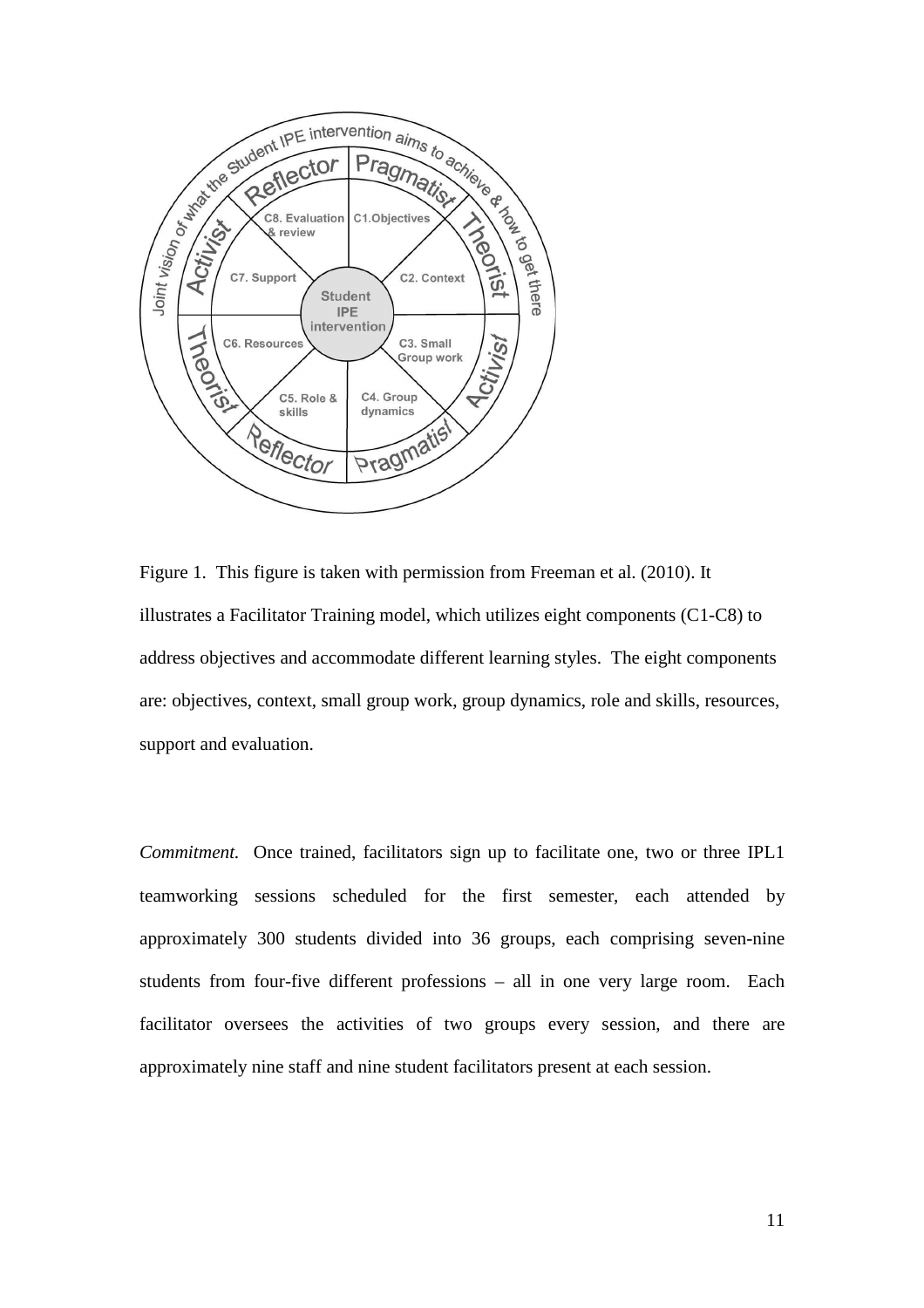Figure 1. This figure is taken with permission from Freeman et al. (2010). It illustrates a Facilitator Training model, which utilizes eight components (C1-C8) to address objectives and accommodate different learning styles. The eight components are: objectives, context, small group work, group dynamics, role and skills, resources, support and evaluation.

*Commitment.* Once trained, facilitators sign up to facilitate one, two or three IPL1 teamworking sessions scheduled for the first semester, each attended by approximately 300 students divided into 36 groups, each comprising seven-nine students from four-five different professions – all in one very large room. Each facilitator oversees the activities of two groups every session, and there are approximately nine staff and nine student facilitators present at each session.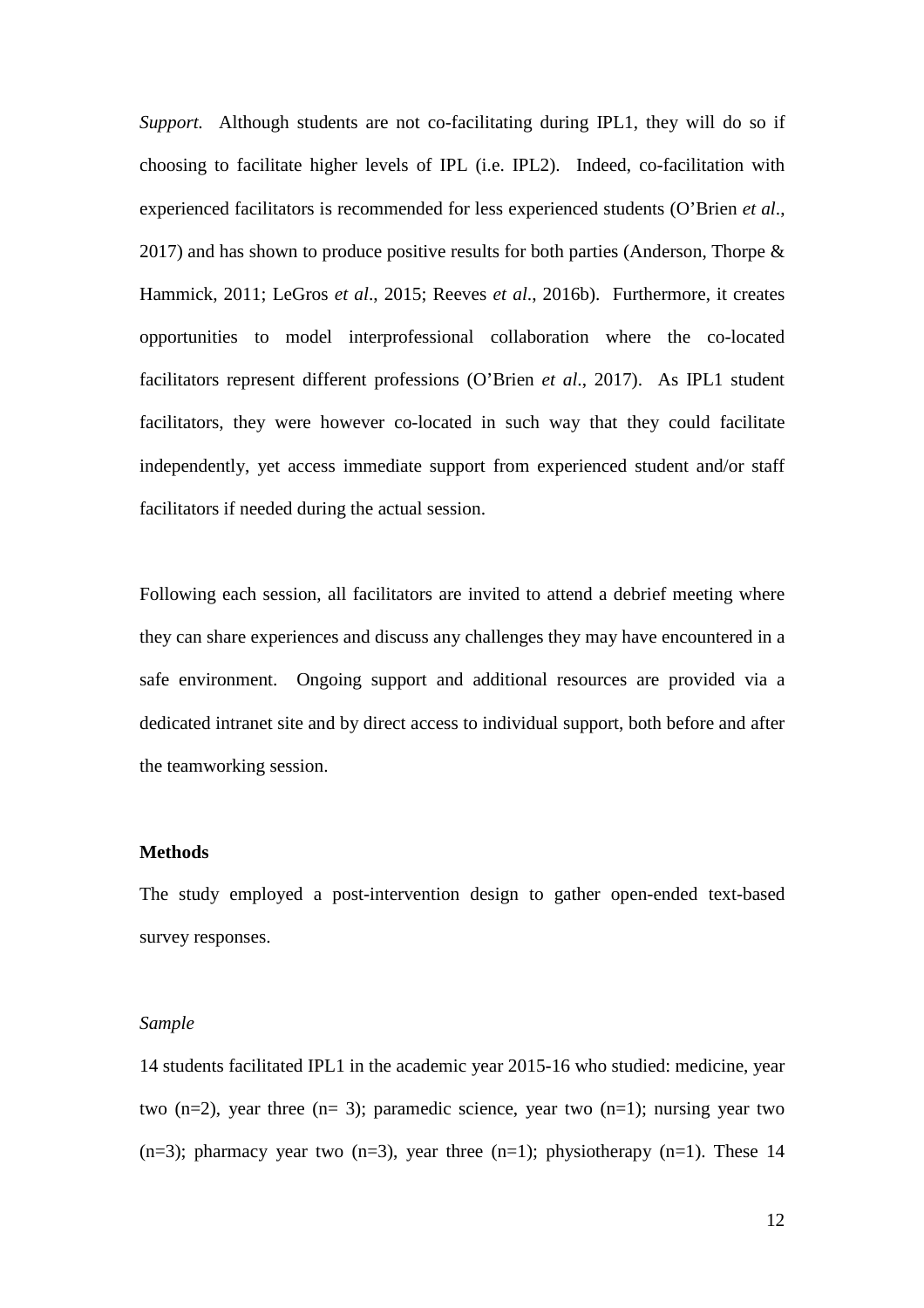*Support.* Although students are not co-facilitating during IPL1, they will do so if choosing to facilitate higher levels of IPL (i.e. IPL2). Indeed, co-facilitation with experienced facilitators is recommended for less experienced students (O'Brien *et al*., 2017) and has shown to produce positive results for both parties (Anderson, Thorpe & Hammick, 2011; LeGros *et al*., 2015; Reeves *et al*., 2016b). Furthermore, it creates opportunities to model interprofessional collaboration where the co-located facilitators represent different professions (O'Brien *et al.*, 2017). As IPL1 student facilitators, they were however co-located in such way that they could facilitate independently, yet access immediate support from experienced student and/or staff facilitators if needed during the actual session.

Following each session, all facilitators are invited to attend a debrief meeting where they can share experiences and discuss any challenges they may have encountered in a safe environment. Ongoing support and additional resources are provided via a dedicated intranet site and by direct access to individual support, both before and after the teamworking session.

## Methods

The study employed a post-intervention design to gather open-ended text-based survey responses.

### *Sample*

14 students facilitated IPL1 in the academic year 2015-16 who studied: medicine, year two (n=2), year three (n= 3); paramedic science, year two (n=1); nursing year two (n=3); pharmacy year two (n=3), year three (n=1); physiotherapy (n=1). These 14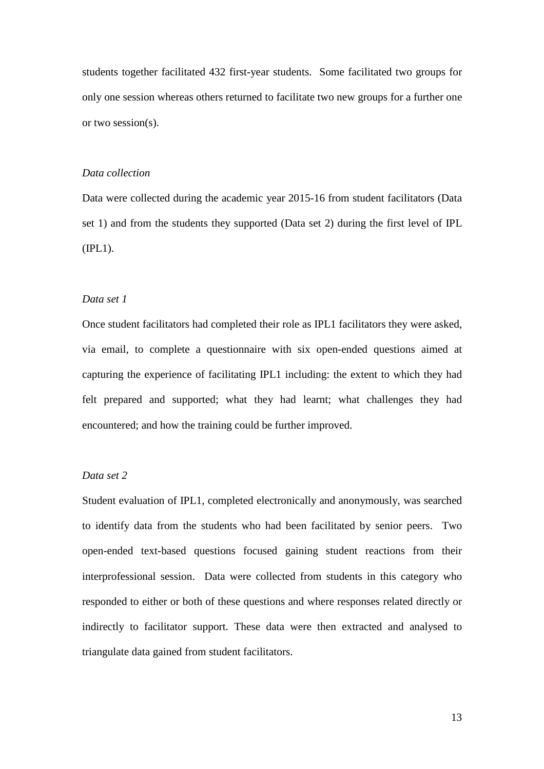students together facilitated 432 first-year students. Some facilitated two groups for only one session whereas others returned to facilitate two new groups for a further one or two session(s).

*Data collection*

Data were collected during the academic year 2015-16 from student facilitators (Data set 1) and from the students they supported (Data set 2) during the first level of IPL (IPL1).

*Data set 1*

Once student facilitators had completed their role as IPL1 facilitators they were asked, via email, to complete a questionnaire with six open-ended questions aimed at capturing the experience of facilitating IPL1 including: the extent to which they had felt prepared and supported; what they had learnt; what challenges they had encountered; and how the training could be further improved.

*Data set 2*

Student evaluation of IPL1, completed electronically and anonymously, was searched to identify data from the students who had been facilitated by senior peers. Two open-ended text-based questions focused gaining student reactions from their interprofessional session. Data were collected from students in this category who responded to either or both of these questions and where responses related directly or indirectly to facilitator support. These data were then extracted and analysed to triangulate data gained from student facilitators.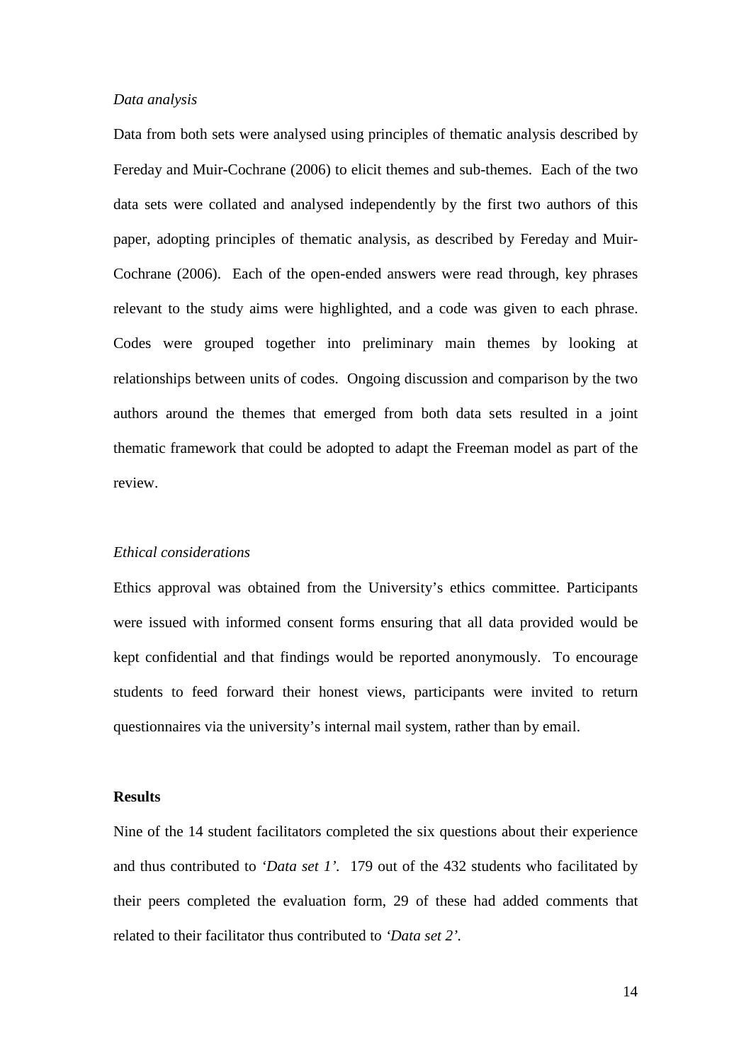*Data analysis*

Data from both sets were analysed using principles of thematic analysis described by Fereday and Muir-Cochrane (2006) to elicit themes and sub-themes. Each of the two data sets were collated and analysed independently by the first two authors of this paper, adopting principles of thematic analysis, as described by Fereday and Muir-Cochrane (2006). Each of the open-ended answers were read through, key phrases relevant to the study aims were highlighted, and a code was given to each phrase. Codes were grouped together into preliminary main themes by looking at relationships between units of codes. Ongoing discussion and comparison by the two authors around the themes that emerged from both data sets resulted in a joint thematic framework that could be adopted to adapt the Freeman model as part of the review.

*Ethical considerations*

Ethics approval was obtained from the University's ethics committee. Participants were issued with informed consent forms ensuring that all data provided would be kept confidential and that findings would be reported anonymously. To encourage students to feed forward their honest views, participants were invited to return questionnaires via the university's internal mail system, rather than by email.

**Results**

Nine of the 14 student facilitators completed the six questions about their experience and thus contributed to *'Data set 1'*. 179 out of the 432 students who facilitated by their peers completed the evaluation form, 29 of these had added comments that related to their facilitator thus contributed to *'Data set 2'*.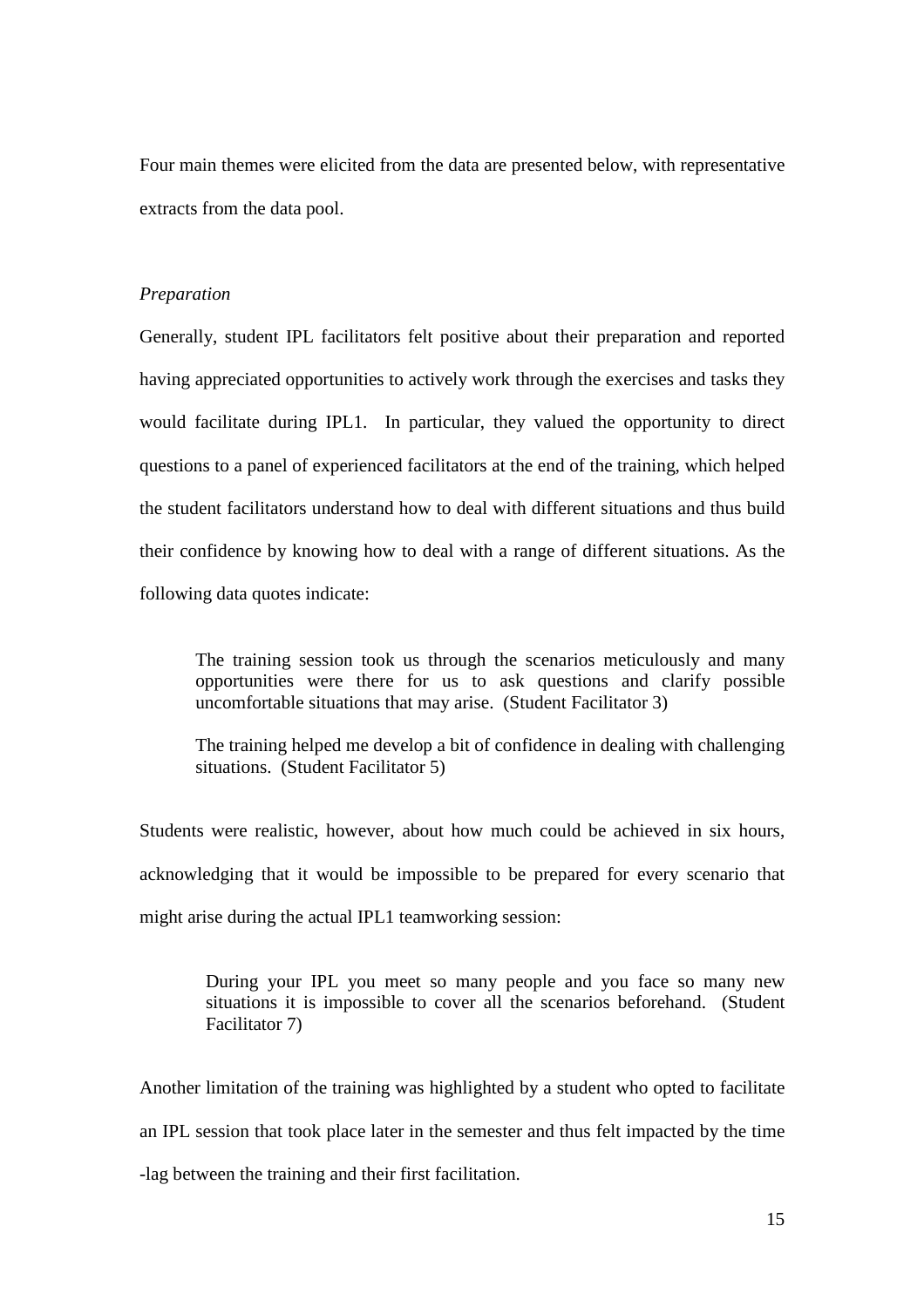Four main themes were elicited from the data are presented below, with representative extracts from the data pool.

*Preparation*

Generally, student IPL facilitators felt positive about their preparation and reported having appreciated opportunities to actively work through the exercises and tasks they would facilitate during IPL1. In particular, they valued the opportunity to direct questions to a panel of experienced facilitators at the end of the training, which helped the student facilitators understand how to deal with different situations and thus build their confidence by knowing how to deal with a range of different situations. As the following data quotes indicate:

> The training session took us through the scenarios meticulously and many opportunities were there for us to ask questions and clarify possible uncomfortable situations that may arise. (Student Facilitator 3)
>
> The training helped me develop a bit of confidence in dealing with challenging situations. (Student Facilitator 5)

Students were realistic, however, about how much could be achieved in six hours, acknowledging that it would be impossible to be prepared for every scenario that might arise during the actual IPL1 teamworking session:

> During your IPL you meet so many people and you face so many new situations it is impossible to cover all the scenarios beforehand. (Student Facilitator 7)

Another limitation of the training was highlighted by a student who opted to facilitate an IPL session that took place later in the semester and thus felt impacted by the time -lag between the training and their first facilitation.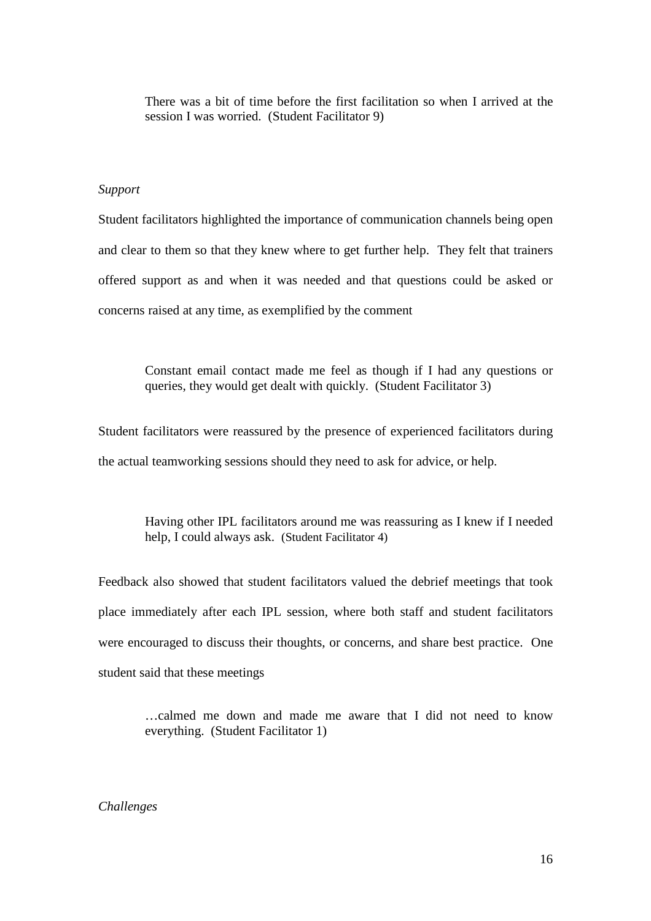> There was a bit of time before the first facilitation so when I arrived at the session I was worried. (Student Facilitator 9)

*Support*

Student facilitators highlighted the importance of communication channels being open and clear to them so that they knew where to get further help. They felt that trainers offered support as and when it was needed and that questions could be asked or concerns raised at any time, as exemplified by the comment

> Constant email contact made me feel as though if I had any questions or queries, they would get dealt with quickly. (Student Facilitator 3)

Student facilitators were reassured by the presence of experienced facilitators during the actual teamworking sessions should they need to ask for advice, or help.

> Having other IPL facilitators around me was reassuring as I knew if I needed help, I could always ask. (Student Facilitator 4)

Feedback also showed that student facilitators valued the debrief meetings that took place immediately after each IPL session, where both staff and student facilitators were encouraged to discuss their thoughts, or concerns, and share best practice. One student said that these meetings

> …calmed me down and made me aware that I did not need to know everything. (Student Facilitator 1)

*Challenges*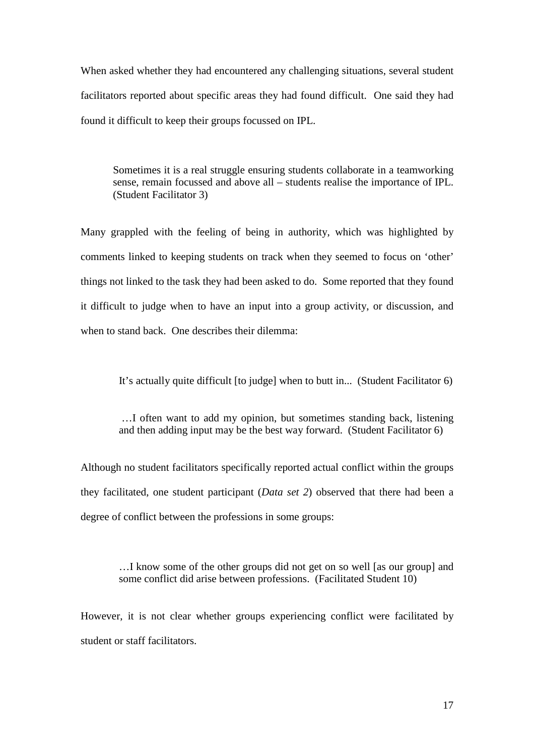When asked whether they had encountered any challenging situations, several student facilitators reported about specific areas they had found difficult. One said they had found it difficult to keep their groups focussed on IPL.

> Sometimes it is a real struggle ensuring students collaborate in a teamworking sense, remain focussed and above all – students realise the importance of IPL. (Student Facilitator 3)

Many grappled with the feeling of being in authority, which was highlighted by comments linked to keeping students on track when they seemed to focus on 'other' things not linked to the task they had been asked to do. Some reported that they found it difficult to judge when to have an input into a group activity, or discussion, and when to stand back. One describes their dilemma:

> It's actually quite difficult [to judge] when to butt in... (Student Facilitator 6)

> …I often want to add my opinion, but sometimes standing back, listening and then adding input may be the best way forward. (Student Facilitator 6)

Although no student facilitators specifically reported actual conflict within the groups they facilitated, one student participant (*Data set 2*) observed that there had been a degree of conflict between the professions in some groups:

> …I know some of the other groups did not get on so well [as our group] and some conflict did arise between professions. (Facilitated Student 10)

However, it is not clear whether groups experiencing conflict were facilitated by student or staff facilitators.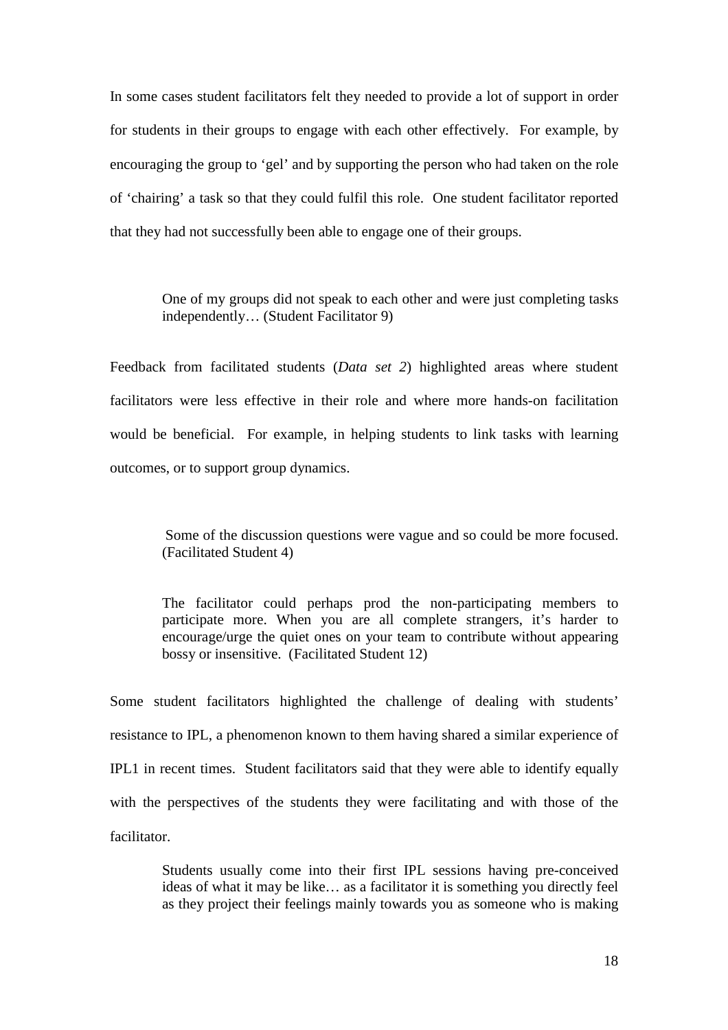In some cases student facilitators felt they needed to provide a lot of support in order for students in their groups to engage with each other effectively. For example, by encouraging the group to 'gel' and by supporting the person who had taken on the role of 'chairing' a task so that they could fulfil this role. One student facilitator reported that they had not successfully been able to engage one of their groups.

> One of my groups did not speak to each other and were just completing tasks independently… (Student Facilitator 9)

Feedback from facilitated students (*Data set 2*) highlighted areas where student facilitators were less effective in their role and where more hands-on facilitation would be beneficial. For example, in helping students to link tasks with learning outcomes, or to support group dynamics.

> Some of the discussion questions were vague and so could be more focused. (Facilitated Student 4)

> The facilitator could perhaps prod the non-participating members to participate more. When you are all complete strangers, it's harder to encourage/urge the quiet ones on your team to contribute without appearing bossy or insensitive. (Facilitated Student 12)

Some student facilitators highlighted the challenge of dealing with students' resistance to IPL, a phenomenon known to them having shared a similar experience of IPL1 in recent times. Student facilitators said that they were able to identify equally with the perspectives of the students they were facilitating and with those of the facilitator.

> Students usually come into their first IPL sessions having pre-conceived ideas of what it may be like… as a facilitator it is something you directly feel as they project their feelings mainly towards you as someone who is making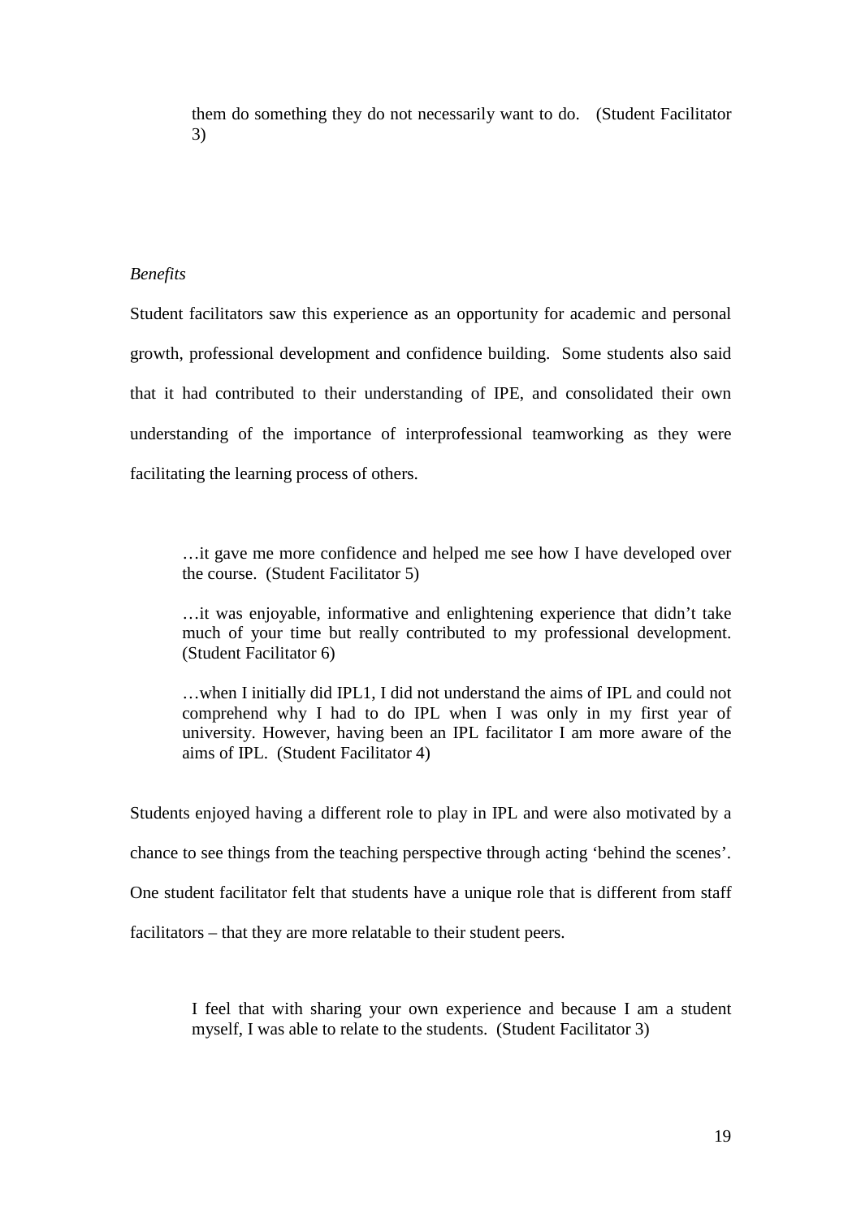> them do something they do not necessarily want to do. (Student Facilitator 3)

*Benefits*

Student facilitators saw this experience as an opportunity for academic and personal growth, professional development and confidence building. Some students also said that it had contributed to their understanding of IPE, and consolidated their own understanding of the importance of interprofessional teamworking as they were facilitating the learning process of others.

> …it gave me more confidence and helped me see how I have developed over the course. (Student Facilitator 5)
>
> …it was enjoyable, informative and enlightening experience that didn't take much of your time but really contributed to my professional development. (Student Facilitator 6)
>
> …when I initially did IPL1, I did not understand the aims of IPL and could not comprehend why I had to do IPL when I was only in my first year of university. However, having been an IPL facilitator I am more aware of the aims of IPL. (Student Facilitator 4)

Students enjoyed having a different role to play in IPL and were also motivated by a chance to see things from the teaching perspective through acting 'behind the scenes'. One student facilitator felt that students have a unique role that is different from staff facilitators – that they are more relatable to their student peers.

> I feel that with sharing your own experience and because I am a student myself, I was able to relate to the students. (Student Facilitator 3)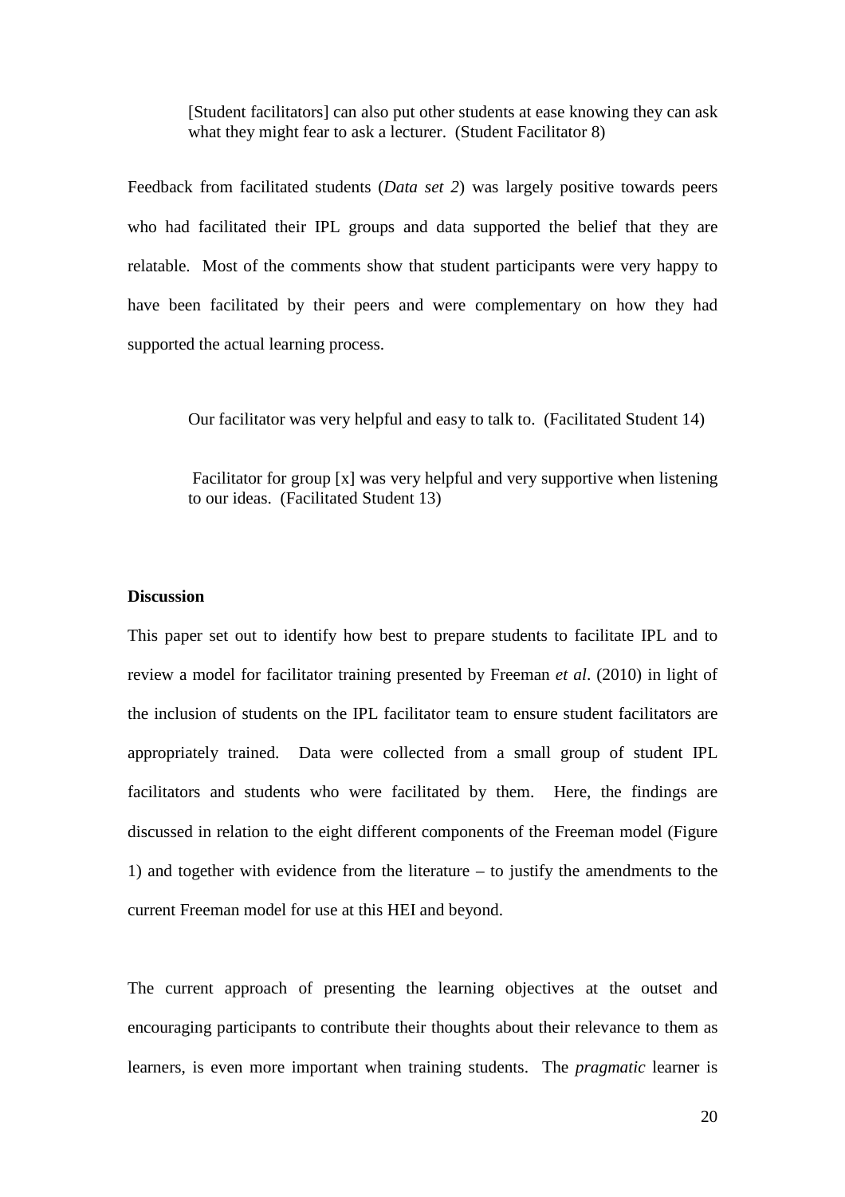> [Student facilitators] can also put other students at ease knowing they can ask what they might fear to ask a lecturer. (Student Facilitator 8)

Feedback from facilitated students (*Data set 2*) was largely positive towards peers who had facilitated their IPL groups and data supported the belief that they are relatable. Most of the comments show that student participants were very happy to have been facilitated by their peers and were complementary on how they had supported the actual learning process.

> Our facilitator was very helpful and easy to talk to. (Facilitated Student 14)

> Facilitator for group [x] was very helpful and very supportive when listening to our ideas. (Facilitated Student 13)

**Discussion**

This paper set out to identify how best to prepare students to facilitate IPL and to review a model for facilitator training presented by Freeman *et al*. (2010) in light of the inclusion of students on the IPL facilitator team to ensure student facilitators are appropriately trained. Data were collected from a small group of student IPL facilitators and students who were facilitated by them. Here, the findings are discussed in relation to the eight different components of the Freeman model (Figure 1) and together with evidence from the literature – to justify the amendments to the current Freeman model for use at this HEI and beyond.

The current approach of presenting the learning objectives at the outset and encouraging participants to contribute their thoughts about their relevance to them as learners, is even more important when training students. The *pragmatic* learner is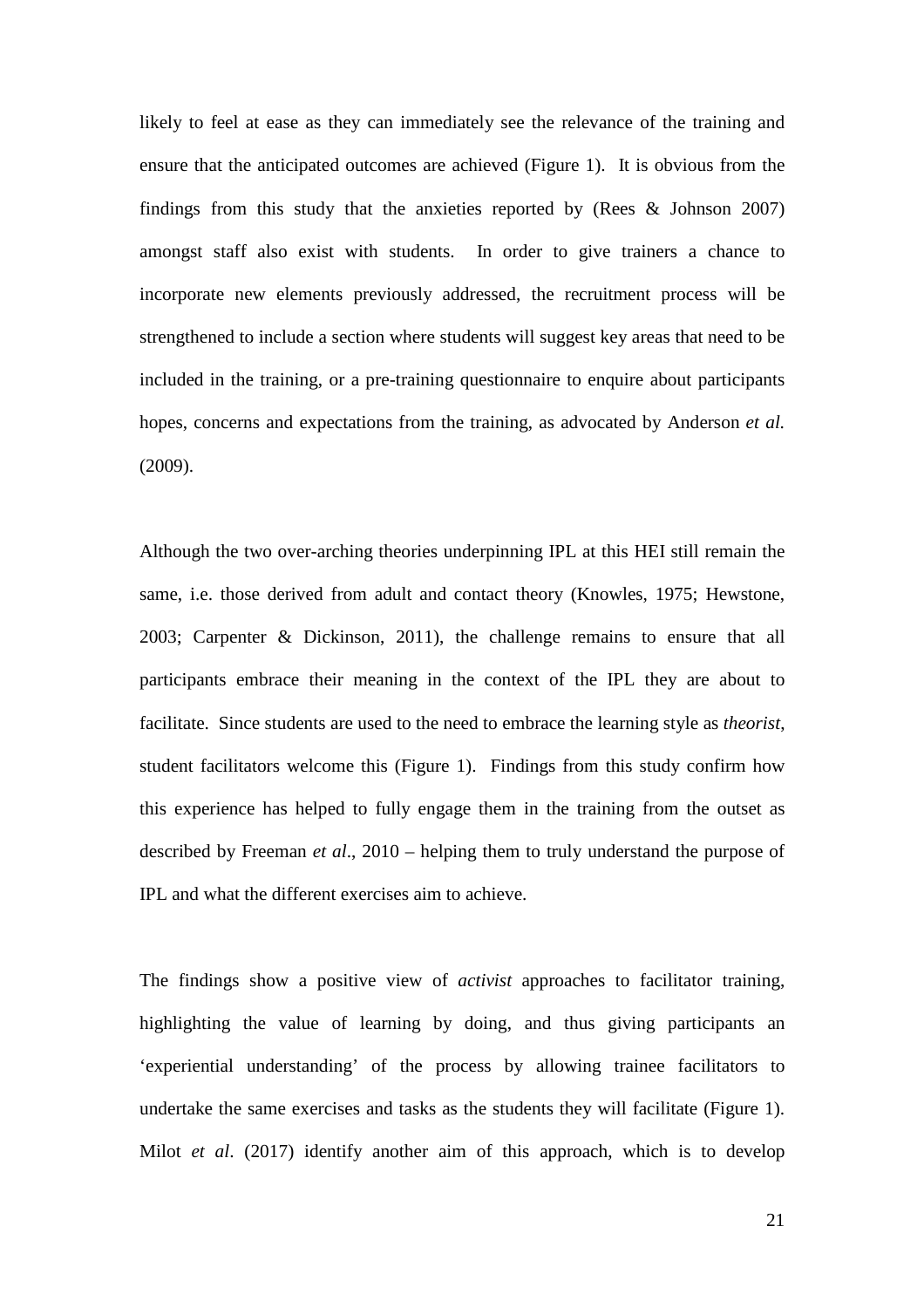likely to feel at ease as they can immediately see the relevance of the training and ensure that the anticipated outcomes are achieved (Figure 1). It is obvious from the findings from this study that the anxieties reported by (Rees & Johnson 2007) amongst staff also exist with students. In order to give trainers a chance to incorporate new elements previously addressed, the recruitment process will be strengthened to include a section where students will suggest key areas that need to be included in the training, or a pre-training questionnaire to enquire about participants hopes, concerns and expectations from the training, as advocated by Anderson *et al.* (2009).

Although the two over-arching theories underpinning IPL at this HEI still remain the same, i.e. those derived from adult and contact theory (Knowles, 1975; Hewstone, 2003; Carpenter & Dickinson, 2011), the challenge remains to ensure that all participants embrace their meaning in the context of the IPL they are about to facilitate. Since students are used to the need to embrace the learning style as *theorist*, student facilitators welcome this (Figure 1). Findings from this study confirm how this experience has helped to fully engage them in the training from the outset as described by Freeman *et al*., 2010 – helping them to truly understand the purpose of IPL and what the different exercises aim to achieve.

The findings show a positive view of *activist* approaches to facilitator training, highlighting the value of learning by doing, and thus giving participants an 'experiential understanding' of the process by allowing trainee facilitators to undertake the same exercises and tasks as the students they will facilitate (Figure 1). Milot *et al*. (2017) identify another aim of this approach, which is to develop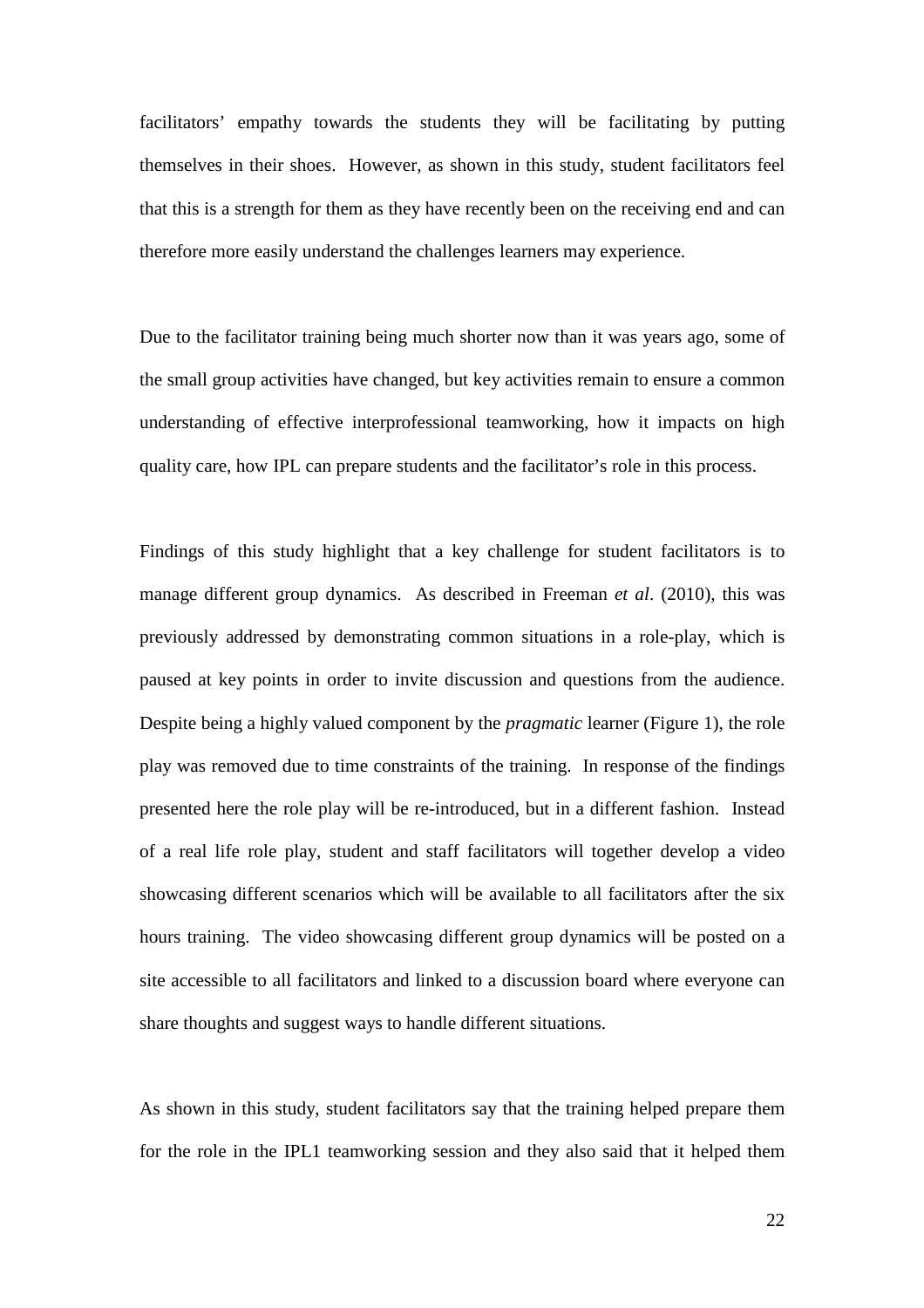facilitators' empathy towards the students they will be facilitating by putting themselves in their shoes. However, as shown in this study, student facilitators feel that this is a strength for them as they have recently been on the receiving end and can therefore more easily understand the challenges learners may experience.

Due to the facilitator training being much shorter now than it was years ago, some of the small group activities have changed, but key activities remain to ensure a common understanding of effective interprofessional teamworking, how it impacts on high quality care, how IPL can prepare students and the facilitator's role in this process.

Findings of this study highlight that a key challenge for student facilitators is to manage different group dynamics. As described in Freeman *et al*. (2010), this was previously addressed by demonstrating common situations in a role-play, which is paused at key points in order to invite discussion and questions from the audience. Despite being a highly valued component by the *pragmatic* learner (Figure 1), the role play was removed due to time constraints of the training. In response of the findings presented here the role play will be re-introduced, but in a different fashion. Instead of a real life role play, student and staff facilitators will together develop a video showcasing different scenarios which will be available to all facilitators after the six hours training. The video showcasing different group dynamics will be posted on a site accessible to all facilitators and linked to a discussion board where everyone can share thoughts and suggest ways to handle different situations.

As shown in this study, student facilitators say that the training helped prepare them for the role in the IPL1 teamworking session and they also said that it helped them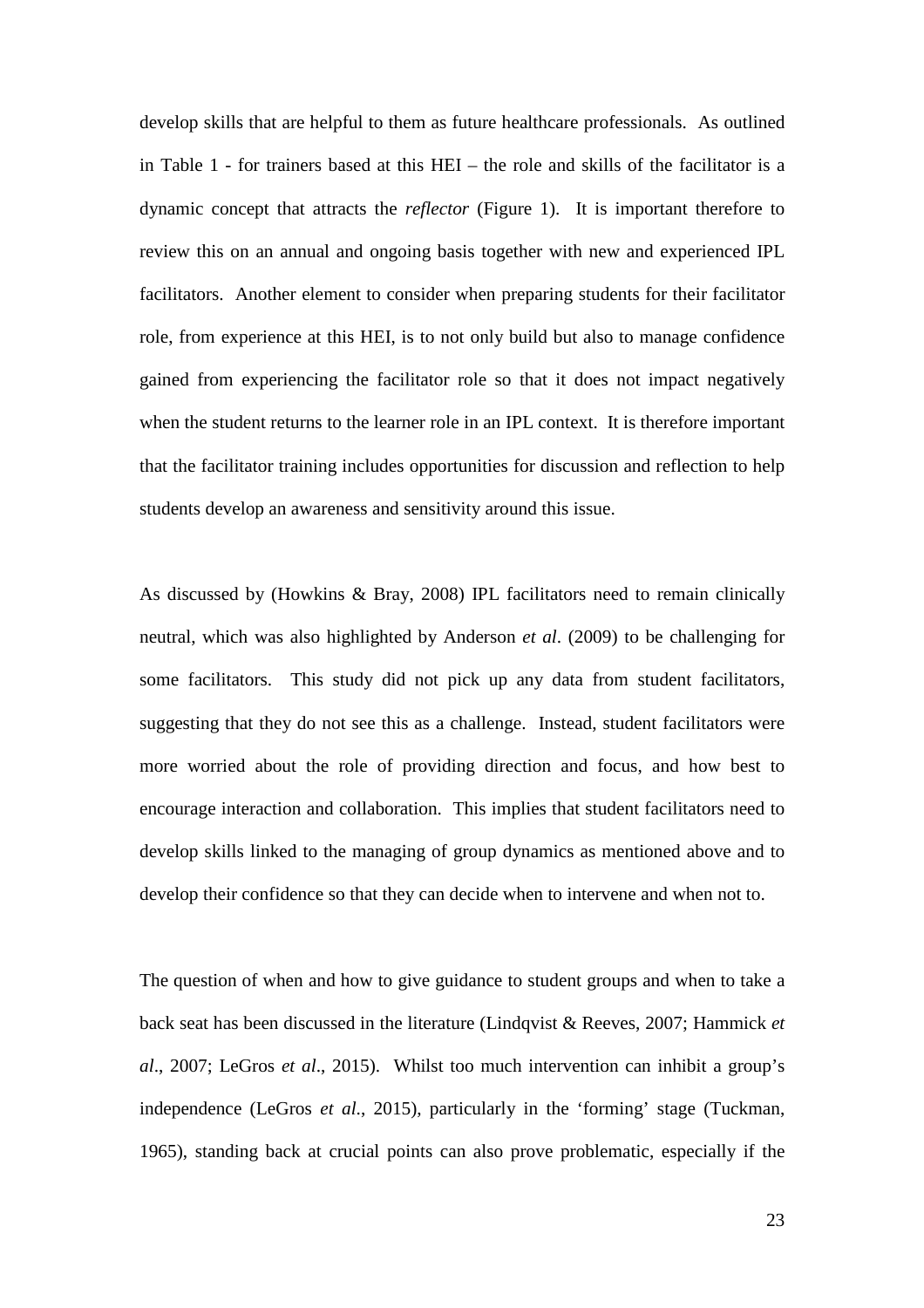develop skills that are helpful to them as future healthcare professionals. As outlined in Table 1 - for trainers based at this HEI – the role and skills of the facilitator is a dynamic concept that attracts the *reflector* (Figure 1). It is important therefore to review this on an annual and ongoing basis together with new and experienced IPL facilitators. Another element to consider when preparing students for their facilitator role, from experience at this HEI, is to not only build but also to manage confidence gained from experiencing the facilitator role so that it does not impact negatively when the student returns to the learner role in an IPL context. It is therefore important that the facilitator training includes opportunities for discussion and reflection to help students develop an awareness and sensitivity around this issue.

As discussed by (Howkins & Bray, 2008) IPL facilitators need to remain clinically neutral, which was also highlighted by Anderson *et al*. (2009) to be challenging for some facilitators. This study did not pick up any data from student facilitators, suggesting that they do not see this as a challenge. Instead, student facilitators were more worried about the role of providing direction and focus, and how best to encourage interaction and collaboration. This implies that student facilitators need to develop skills linked to the managing of group dynamics as mentioned above and to develop their confidence so that they can decide when to intervene and when not to.

The question of when and how to give guidance to student groups and when to take a back seat has been discussed in the literature (Lindqvist & Reeves, 2007; Hammick *et al*., 2007; LeGros *et al*., 2015). Whilst too much intervention can inhibit a group's independence (LeGros *et al.*, 2015), particularly in the 'forming' stage (Tuckman, 1965), standing back at crucial points can also prove problematic, especially if the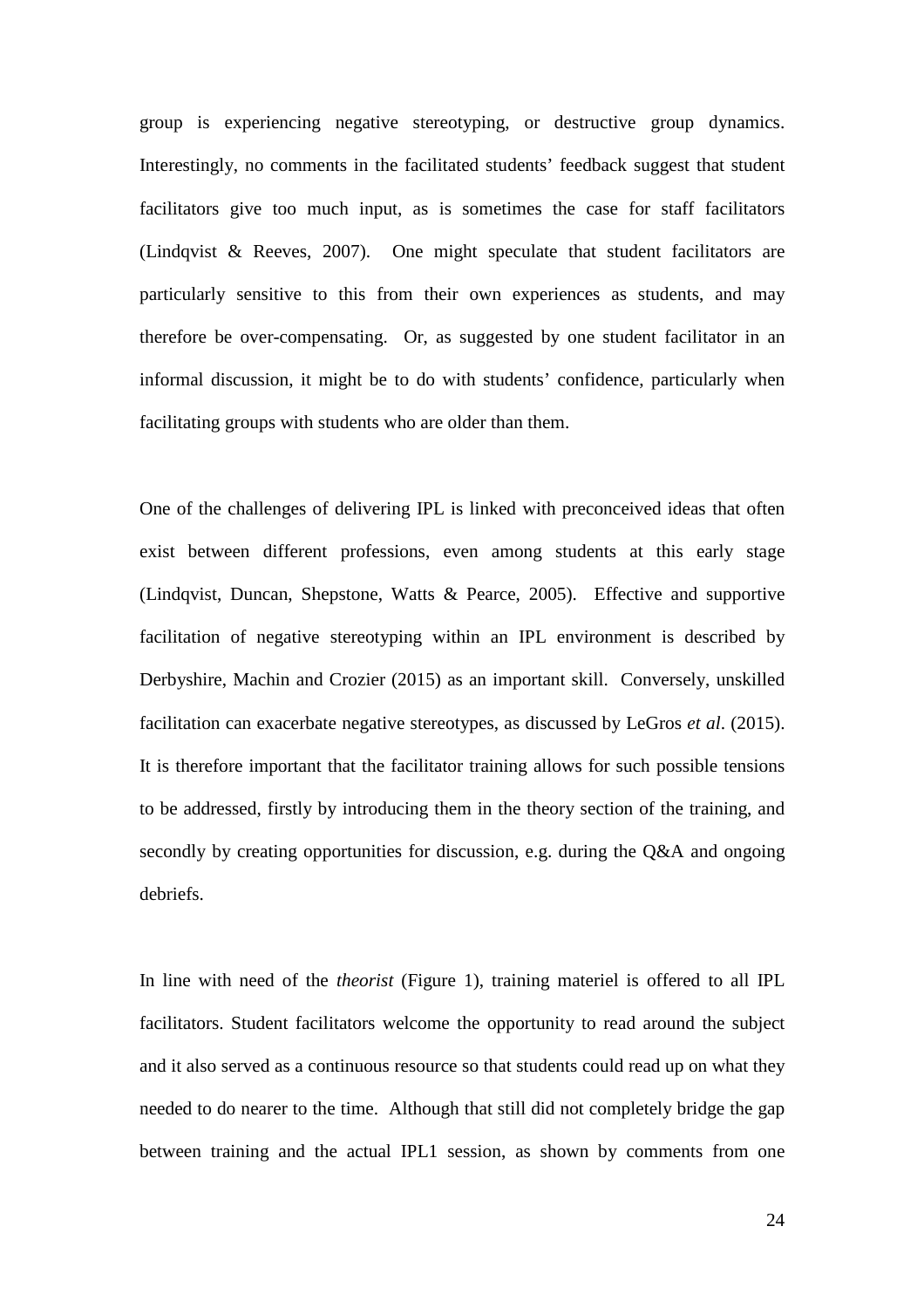group is experiencing negative stereotyping, or destructive group dynamics. Interestingly, no comments in the facilitated students' feedback suggest that student facilitators give too much input, as is sometimes the case for staff facilitators (Lindqvist & Reeves, 2007). One might speculate that student facilitators are particularly sensitive to this from their own experiences as students, and may therefore be over-compensating. Or, as suggested by one student facilitator in an informal discussion, it might be to do with students' confidence, particularly when facilitating groups with students who are older than them.

One of the challenges of delivering IPL is linked with preconceived ideas that often exist between different professions, even among students at this early stage (Lindqvist, Duncan, Shepstone, Watts & Pearce, 2005). Effective and supportive facilitation of negative stereotyping within an IPL environment is described by Derbyshire, Machin and Crozier (2015) as an important skill. Conversely, unskilled facilitation can exacerbate negative stereotypes, as discussed by LeGros *et al*. (2015). It is therefore important that the facilitator training allows for such possible tensions to be addressed, firstly by introducing them in the theory section of the training, and secondly by creating opportunities for discussion, e.g. during the Q&A and ongoing debriefs.

In line with need of the *theorist* (Figure 1), training materiel is offered to all IPL facilitators. Student facilitators welcome the opportunity to read around the subject and it also served as a continuous resource so that students could read up on what they needed to do nearer to the time. Although that still did not completely bridge the gap between training and the actual IPL1 session, as shown by comments from one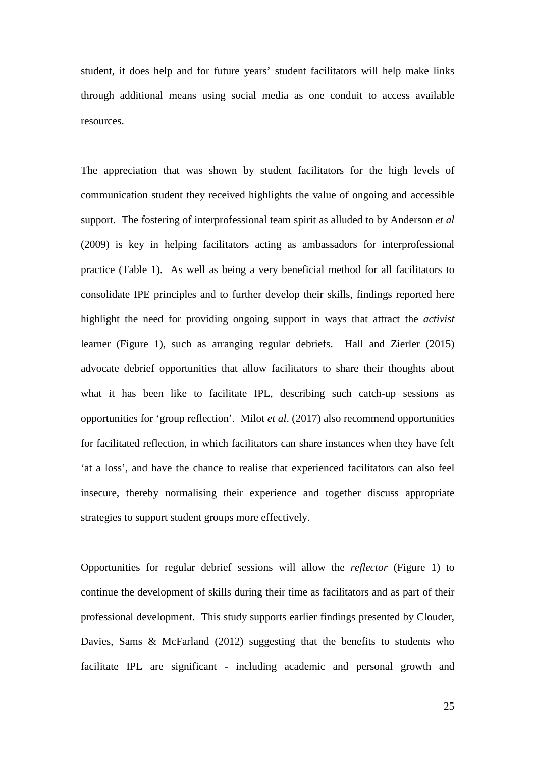student, it does help and for future years' student facilitators will help make links through additional means using social media as one conduit to access available resources.

The appreciation that was shown by student facilitators for the high levels of communication student they received highlights the value of ongoing and accessible support. The fostering of interprofessional team spirit as alluded to by Anderson *et al* (2009) is key in helping facilitators acting as ambassadors for interprofessional practice (Table 1). As well as being a very beneficial method for all facilitators to consolidate IPE principles and to further develop their skills, findings reported here highlight the need for providing ongoing support in ways that attract the *activist* learner (Figure 1), such as arranging regular debriefs. Hall and Zierler (2015) advocate debrief opportunities that allow facilitators to share their thoughts about what it has been like to facilitate IPL, describing such catch-up sessions as opportunities for 'group reflection'. Milot *et al*. (2017) also recommend opportunities for facilitated reflection, in which facilitators can share instances when they have felt 'at a loss', and have the chance to realise that experienced facilitators can also feel insecure, thereby normalising their experience and together discuss appropriate strategies to support student groups more effectively.

Opportunities for regular debrief sessions will allow the *reflector* (Figure 1) to continue the development of skills during their time as facilitators and as part of their professional development. This study supports earlier findings presented by Clouder, Davies, Sams & McFarland (2012) suggesting that the benefits to students who facilitate IPL are significant - including academic and personal growth and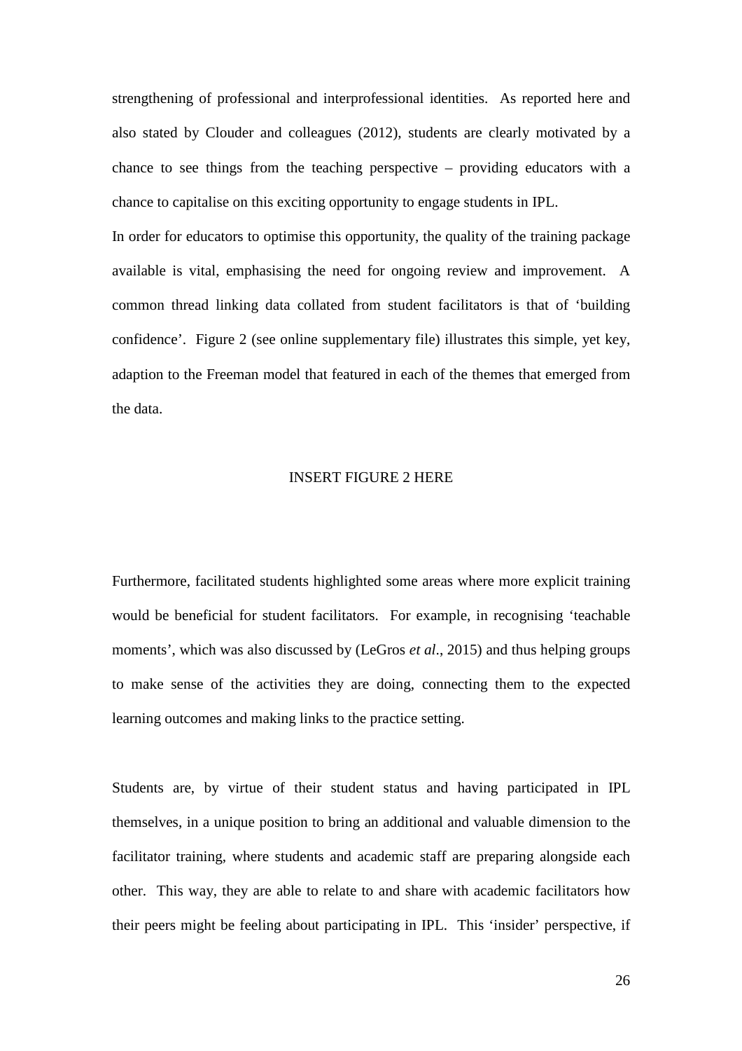strengthening of professional and interprofessional identities. As reported here and also stated by Clouder and colleagues (2012), students are clearly motivated by a chance to see things from the teaching perspective – providing educators with a chance to capitalise on this exciting opportunity to engage students in IPL.

In order for educators to optimise this opportunity, the quality of the training package available is vital, emphasising the need for ongoing review and improvement. A common thread linking data collated from student facilitators is that of 'building confidence'. Figure 2 (see online supplementary file) illustrates this simple, yet key, adaption to the Freeman model that featured in each of the themes that emerged from the data.

INSERT FIGURE 2 HERE

Furthermore, facilitated students highlighted some areas where more explicit training would be beneficial for student facilitators. For example, in recognising 'teachable moments', which was also discussed by (LeGros *et al*., 2015) and thus helping groups to make sense of the activities they are doing, connecting them to the expected learning outcomes and making links to the practice setting.

Students are, by virtue of their student status and having participated in IPL themselves, in a unique position to bring an additional and valuable dimension to the facilitator training, where students and academic staff are preparing alongside each other. This way, they are able to relate to and share with academic facilitators how their peers might be feeling about participating in IPL. This 'insider' perspective, if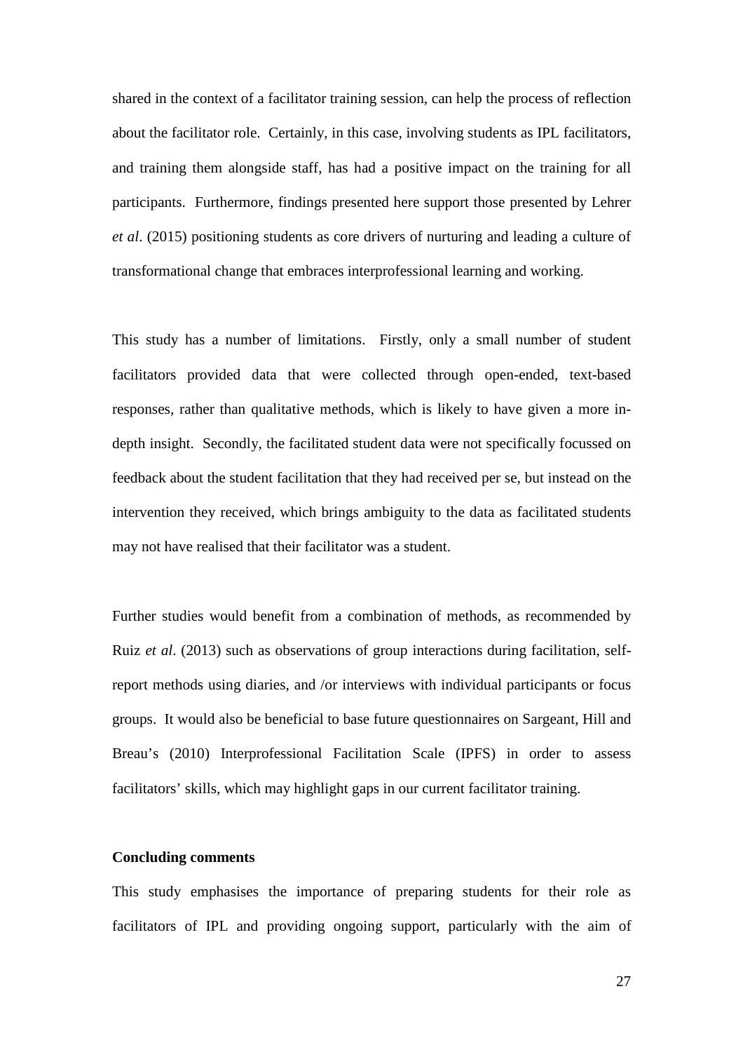shared in the context of a facilitator training session, can help the process of reflection about the facilitator role. Certainly, in this case, involving students as IPL facilitators, and training them alongside staff, has had a positive impact on the training for all participants. Furthermore, findings presented here support those presented by Lehrer *et al*. (2015) positioning students as core drivers of nurturing and leading a culture of transformational change that embraces interprofessional learning and working.

This study has a number of limitations. Firstly, only a small number of student facilitators provided data that were collected through open-ended, text-based responses, rather than qualitative methods, which is likely to have given a more in-depth insight. Secondly, the facilitated student data were not specifically focussed on feedback about the student facilitation that they had received per se, but instead on the intervention they received, which brings ambiguity to the data as facilitated students may not have realised that their facilitator was a student.

Further studies would benefit from a combination of methods, as recommended by Ruiz *et al*. (2013) such as observations of group interactions during facilitation, self-report methods using diaries, and /or interviews with individual participants or focus groups. It would also be beneficial to base future questionnaires on Sargeant, Hill and Breau's (2010) Interprofessional Facilitation Scale (IPFS) in order to assess facilitators' skills, which may highlight gaps in our current facilitator training.

**Concluding comments**

This study emphasises the importance of preparing students for their role as facilitators of IPL and providing ongoing support, particularly with the aim of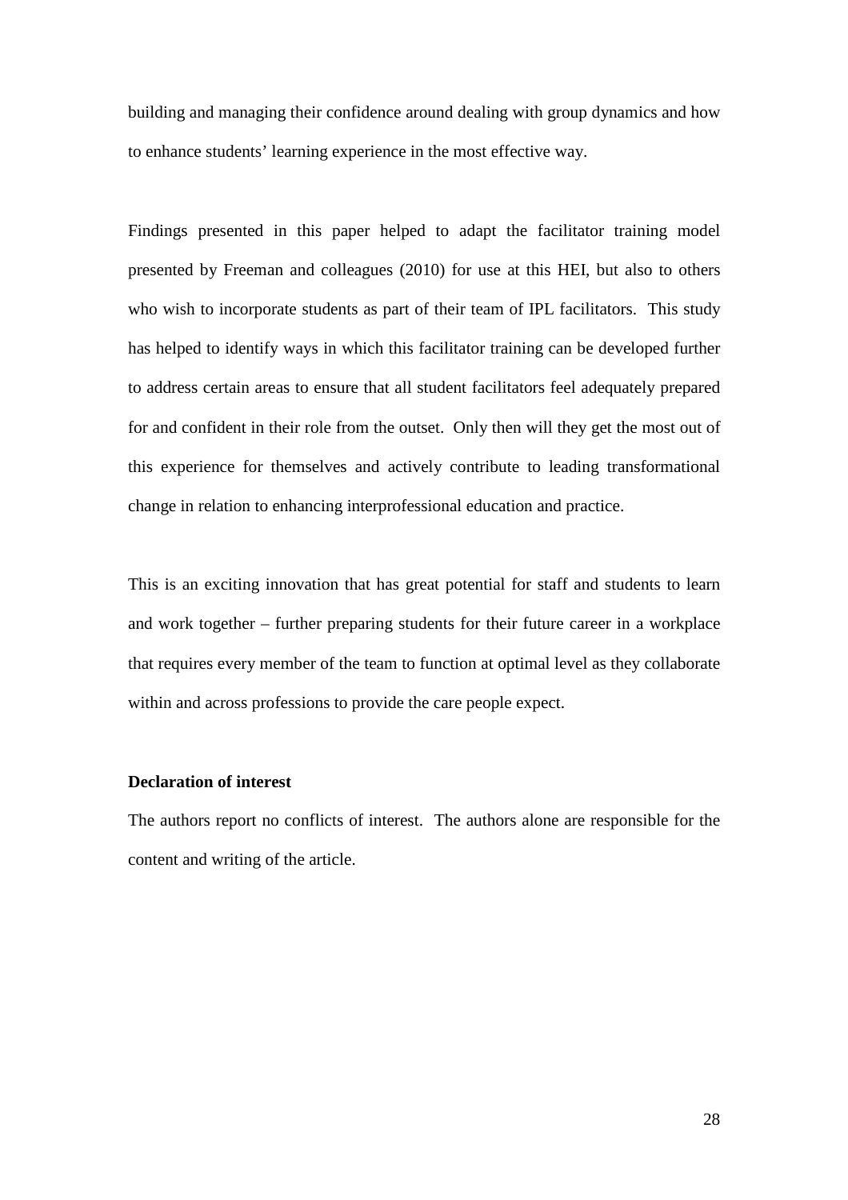building and managing their confidence around dealing with group dynamics and how to enhance students' learning experience in the most effective way.

Findings presented in this paper helped to adapt the facilitator training model presented by Freeman and colleagues (2010) for use at this HEI, but also to others who wish to incorporate students as part of their team of IPL facilitators. This study has helped to identify ways in which this facilitator training can be developed further to address certain areas to ensure that all student facilitators feel adequately prepared for and confident in their role from the outset. Only then will they get the most out of this experience for themselves and actively contribute to leading transformational change in relation to enhancing interprofessional education and practice.

This is an exciting innovation that has great potential for staff and students to learn and work together – further preparing students for their future career in a workplace that requires every member of the team to function at optimal level as they collaborate within and across professions to provide the care people expect.

**Declaration of interest**

The authors report no conflicts of interest. The authors alone are responsible for the content and writing of the article.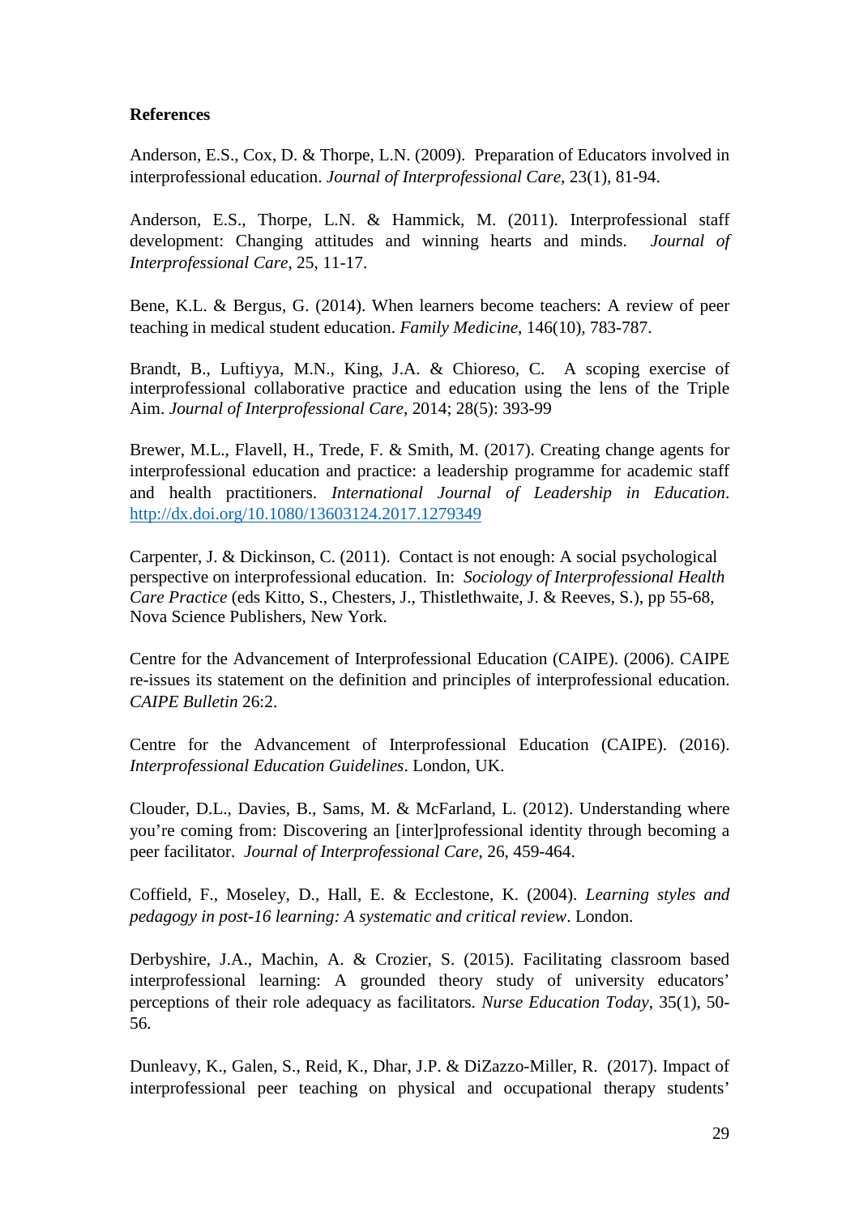**References**

Anderson, E.S., Cox, D. & Thorpe, L.N. (2009). Preparation of Educators involved in interprofessional education. *Journal of Interprofessional Care*, 23(1), 81-94.

Anderson, E.S., Thorpe, L.N. & Hammick, M. (2011). Interprofessional staff development: Changing attitudes and winning hearts and minds. *Journal of Interprofessional Care*, 25, 11-17.

Bene, K.L. & Bergus, G. (2014). When learners become teachers: A review of peer teaching in medical student education. *Family Medicine*, 146(10), 783-787.

Brandt, B., Luftiyya, M.N., King, J.A. & Chioreso, C. A scoping exercise of interprofessional collaborative practice and education using the lens of the Triple Aim. *Journal of Interprofessional Care*, 2014; 28(5): 393-99

Brewer, M.L., Flavell, H., Trede, F. & Smith, M. (2017). Creating change agents for interprofessional education and practice: a leadership programme for academic staff and health practitioners. *International Journal of Leadership in Education*. http://dx.doi.org/10.1080/13603124.2017.1279349

Carpenter, J. & Dickinson, C. (2011). Contact is not enough: A social psychological perspective on interprofessional education. In: *Sociology of Interprofessional Health Care Practice* (eds Kitto, S., Chesters, J., Thistlethwaite, J. & Reeves, S.), pp 55-68, Nova Science Publishers, New York.

Centre for the Advancement of Interprofessional Education (CAIPE). (2006). CAIPE re-issues its statement on the definition and principles of interprofessional education. *CAIPE Bulletin* 26:2.

Centre for the Advancement of Interprofessional Education (CAIPE). (2016). *Interprofessional Education Guidelines*. London, UK.

Clouder, D.L., Davies, B., Sams, M. & McFarland, L. (2012). Understanding where you're coming from: Discovering an [inter]professional identity through becoming a peer facilitator. *Journal of Interprofessional Care*, 26, 459-464.

Coffield, F., Moseley, D., Hall, E. & Ecclestone, K. (2004). *Learning styles and pedagogy in post-16 learning: A systematic and critical review*. London.

Derbyshire, J.A., Machin, A. & Crozier, S. (2015). Facilitating classroom based interprofessional learning: A grounded theory study of university educators' perceptions of their role adequacy as facilitators. *Nurse Education Today*, 35(1), 50-56.

Dunleavy, K., Galen, S., Reid, K., Dhar, J.P. & DiZazzo-Miller, R. (2017). Impact of interprofessional peer teaching on physical and occupational therapy students'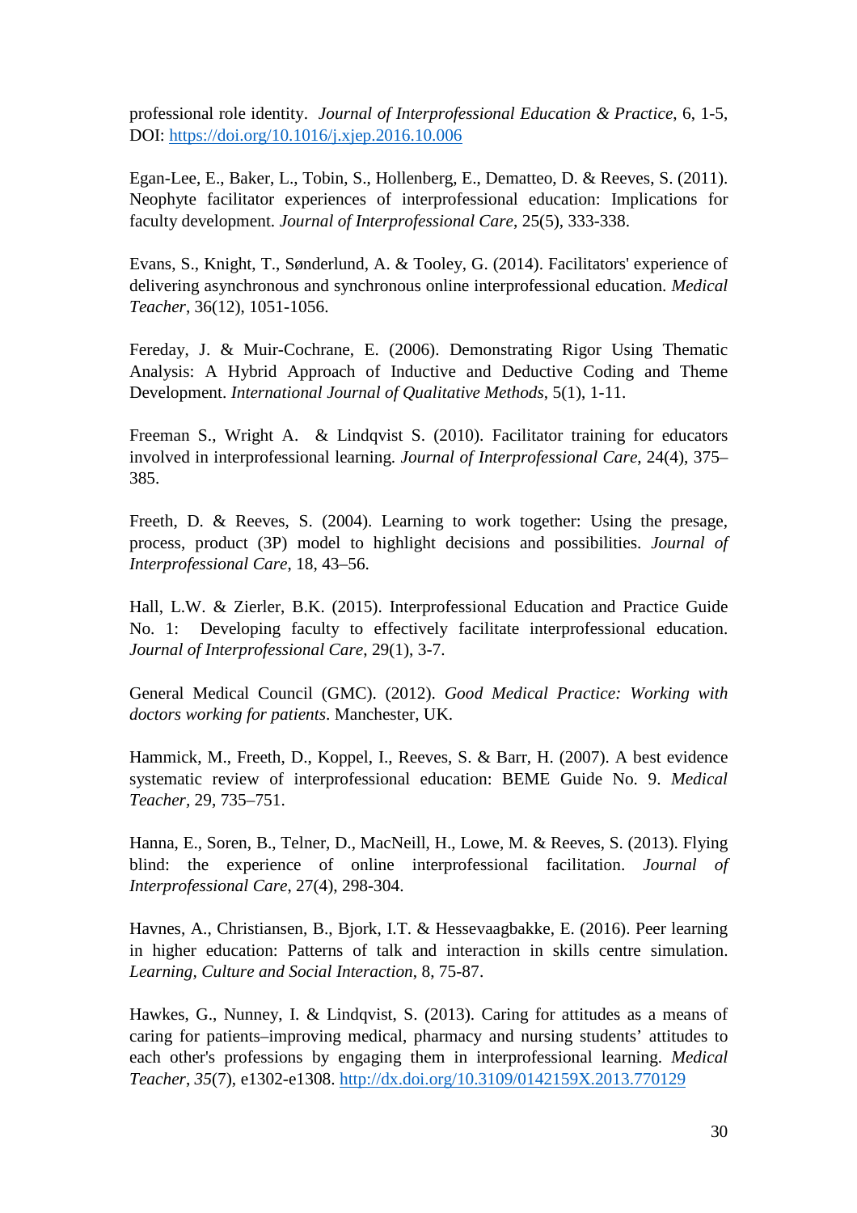professional role identity. *Journal of Interprofessional Education & Practice*, 6, 1-5, DOI: https://doi.org/10.1016/j.xjep.2016.10.006

Egan-Lee, E., Baker, L., Tobin, S., Hollenberg, E., Dematteo, D. & Reeves, S. (2011). Neophyte facilitator experiences of interprofessional education: Implications for faculty development. *Journal of Interprofessional Care*, 25(5), 333-338.

Evans, S., Knight, T., Sønderlund, A. & Tooley, G. (2014). Facilitators' experience of delivering asynchronous and synchronous online interprofessional education. *Medical Teacher*, 36(12), 1051-1056.

Fereday, J. & Muir-Cochrane, E. (2006). Demonstrating Rigor Using Thematic Analysis: A Hybrid Approach of Inductive and Deductive Coding and Theme Development. *International Journal of Qualitative Methods*, 5(1), 1-11.

Freeman S., Wright A. & Lindqvist S. (2010). Facilitator training for educators involved in interprofessional learning. *Journal of Interprofessional Care*, 24(4), 375–385.

Freeth, D. & Reeves, S. (2004). Learning to work together: Using the presage, process, product (3P) model to highlight decisions and possibilities. *Journal of Interprofessional Care*, 18, 43–56.

Hall, L.W. & Zierler, B.K. (2015). Interprofessional Education and Practice Guide No. 1: Developing faculty to effectively facilitate interprofessional education. *Journal of Interprofessional Care*, 29(1), 3-7.

General Medical Council (GMC). (2012). *Good Medical Practice: Working with doctors working for patients*. Manchester, UK.

Hammick, M., Freeth, D., Koppel, I., Reeves, S. & Barr, H. (2007). A best evidence systematic review of interprofessional education: BEME Guide No. 9. *Medical Teacher*, 29, 735–751.

Hanna, E., Soren, B., Telner, D., MacNeill, H., Lowe, M. & Reeves, S. (2013). Flying blind: the experience of online interprofessional facilitation. *Journal of Interprofessional Care*, 27(4), 298-304.

Havnes, A., Christiansen, B., Bjork, I.T. & Hessevaagbakke, E. (2016). Peer learning in higher education: Patterns of talk and interaction in skills centre simulation. *Learning, Culture and Social Interaction*, 8, 75-87.

Hawkes, G., Nunney, I. & Lindqvist, S. (2013). Caring for attitudes as a means of caring for patients–improving medical, pharmacy and nursing students' attitudes to each other's professions by engaging them in interprofessional learning. *Medical Teacher*, *35*(7), e1302-e1308. http://dx.doi.org/10.3109/0142159X.2013.770129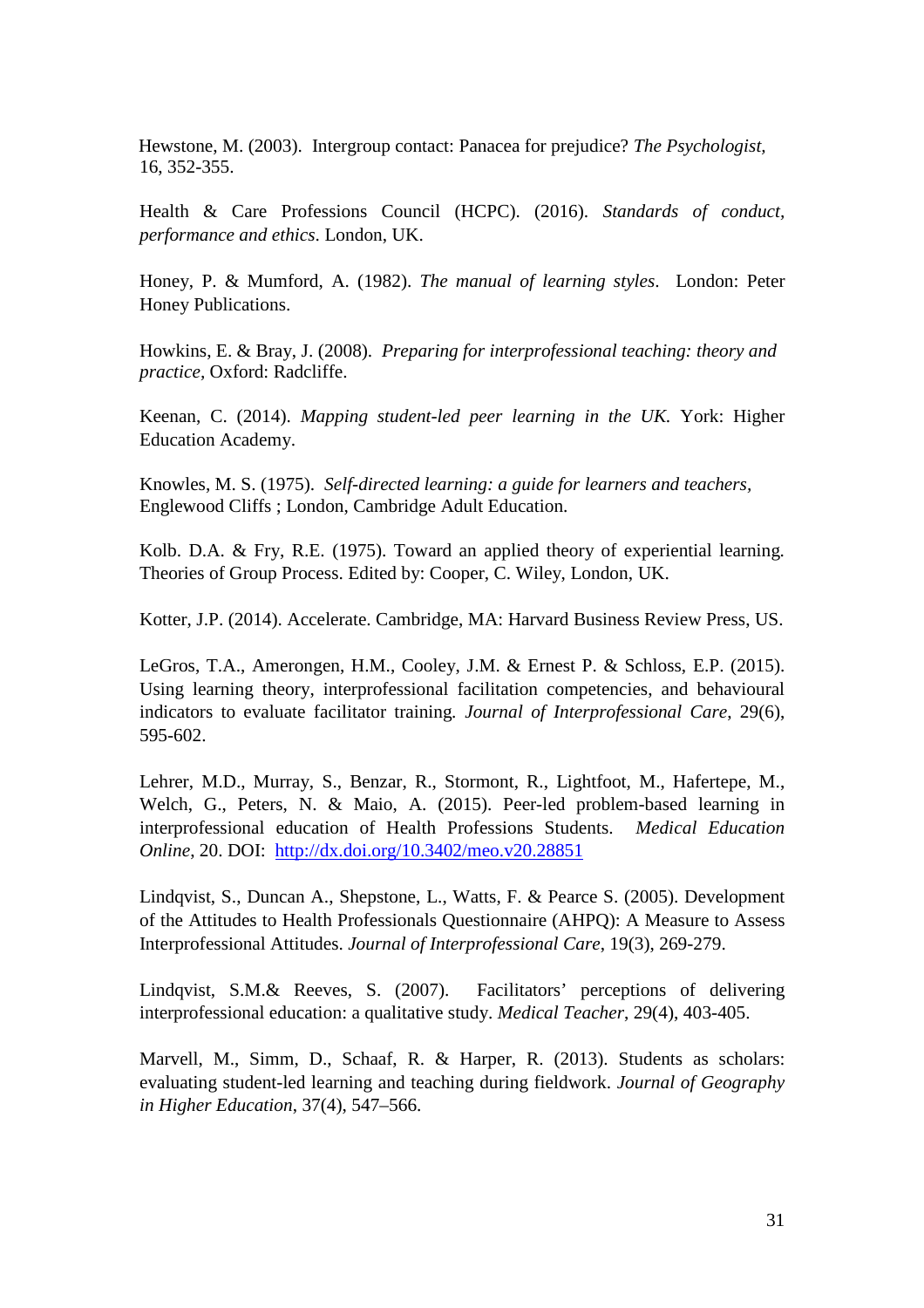Hewstone, M. (2003). Intergroup contact: Panacea for prejudice? *The Psychologist,* 16, 352-355.

Health & Care Professions Council (HCPC). (2016). *Standards of conduct, performance and ethics*. London, UK.

Honey, P. & Mumford, A. (1982). *The manual of learning styles*. London: Peter Honey Publications.

Howkins, E. & Bray, J. (2008). *Preparing for interprofessional teaching: theory and practice,* Oxford: Radcliffe.

Keenan, C. (2014). *Mapping student-led peer learning in the UK.* York: Higher Education Academy.

Knowles, M. S. (1975). *Self-directed learning: a guide for learners and teachers,* Englewood Cliffs ; London, Cambridge Adult Education.

Kolb. D.A. & Fry, R.E. (1975). Toward an applied theory of experiential learning. Theories of Group Process. Edited by: Cooper, C. Wiley, London, UK.

Kotter, J.P. (2014). Accelerate. Cambridge, MA: Harvard Business Review Press, US.

LeGros, T.A., Amerongen, H.M., Cooley, J.M. & Ernest P. & Schloss, E.P. (2015). Using learning theory, interprofessional facilitation competencies, and behavioural indicators to evaluate facilitator training*. Journal of Interprofessional Care,* 29(6), 595-602.

Lehrer, M.D., Murray, S., Benzar, R., Stormont, R., Lightfoot, M., Hafertepe, M., Welch, G., Peters, N. & Maio, A. (2015). Peer-led problem-based learning in interprofessional education of Health Professions Students. *Medical Education Online*, 20. DOI: [http://dx.doi.org/10.3402/meo.v20.28851](http://dx.doi.org/10.3402/meo.v20.28851)

Lindqvist, S., Duncan A., Shepstone, L., Watts, F. & Pearce S. (2005). Development of the Attitudes to Health Professionals Questionnaire (AHPQ): A Measure to Assess Interprofessional Attitudes. *Journal of Interprofessional Care*, 19(3), 269-279.

Lindqvist, S.M.& Reeves, S. (2007). Facilitators' perceptions of delivering interprofessional education: a qualitative study. *Medical Teacher*, 29(4), 403-405.

Marvell, M., Simm, D., Schaaf, R. & Harper, R. (2013). Students as scholars: evaluating student-led learning and teaching during fieldwork. *Journal of Geography in Higher Education*, 37(4), 547–566.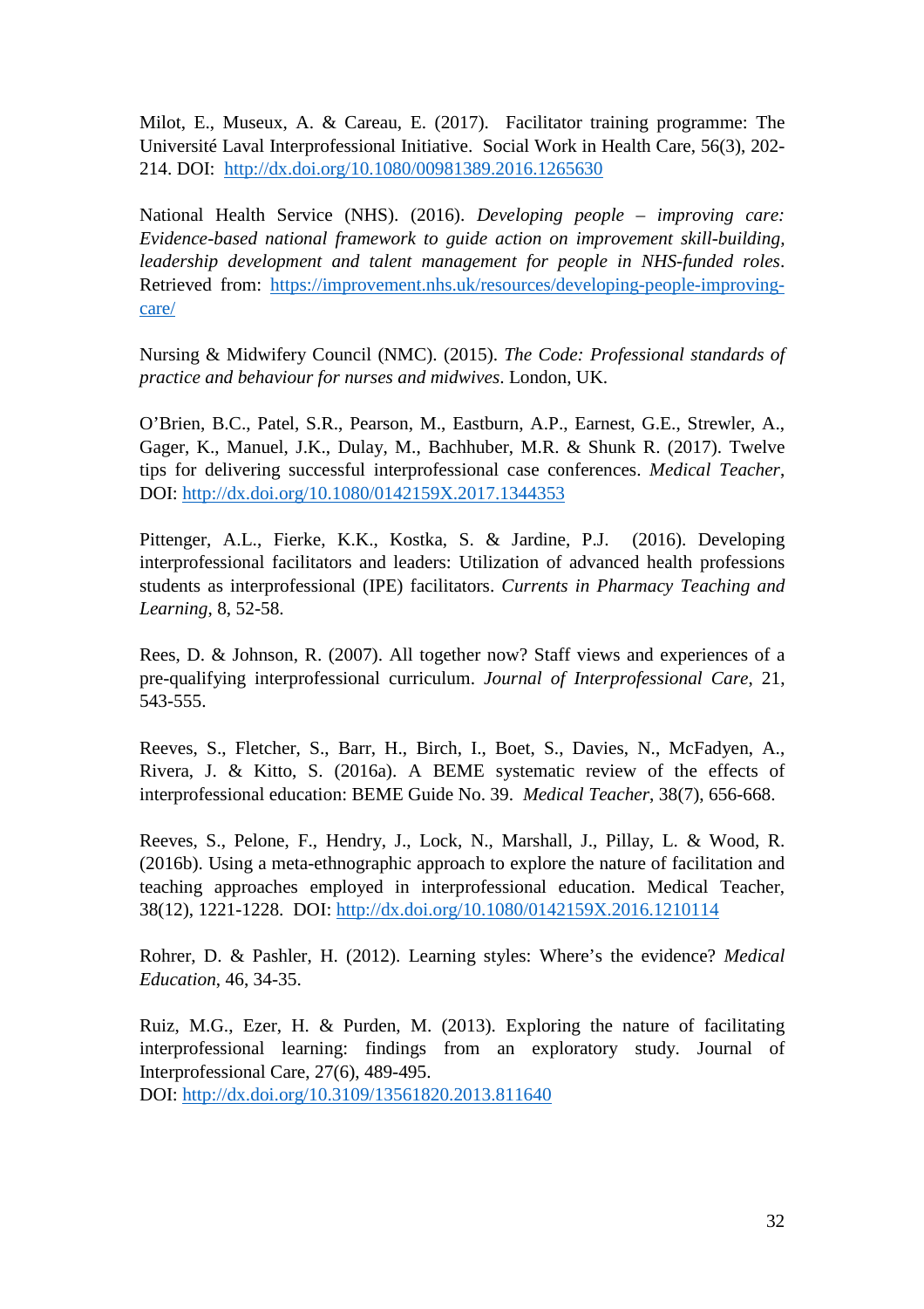Milot, E., Museux, A. & Careau, E. (2017). Facilitator training programme: The Université Laval Interprofessional Initiative. Social Work in Health Care, 56(3), 202-214. DOI: http://dx.doi.org/10.1080/00981389.2016.1265630

National Health Service (NHS). (2016). *Developing people – improving care: Evidence-based national framework to guide action on improvement skill-building, leadership development and talent management for people in NHS-funded roles*. Retrieved from: https://improvement.nhs.uk/resources/developing-people-improving-care/

Nursing & Midwifery Council (NMC). (2015). *The Code: Professional standards of practice and behaviour for nurses and midwives*. London, UK.

O'Brien, B.C., Patel, S.R., Pearson, M., Eastburn, A.P., Earnest, G.E., Strewler, A., Gager, K., Manuel, J.K., Dulay, M., Bachhuber, M.R. & Shunk R. (2017). Twelve tips for delivering successful interprofessional case conferences. *Medical Teacher*, DOI: http://dx.doi.org/10.1080/0142159X.2017.1344353

Pittenger, A.L., Fierke, K.K., Kostka, S. & Jardine, P.J. (2016). Developing interprofessional facilitators and leaders: Utilization of advanced health professions students as interprofessional (IPE) facilitators. *Currents in Pharmacy Teaching and Learning*, 8, 52-58.

Rees, D. & Johnson, R. (2007). All together now? Staff views and experiences of a pre-qualifying interprofessional curriculum. *Journal of Interprofessional Care*, 21, 543-555.

Reeves, S., Fletcher, S., Barr, H., Birch, I., Boet, S., Davies, N., McFadyen, A., Rivera, J. & Kitto, S. (2016a). A BEME systematic review of the effects of interprofessional education: BEME Guide No. 39. *Medical Teacher*, 38(7), 656-668.

Reeves, S., Pelone, F., Hendry, J., Lock, N., Marshall, J., Pillay, L. & Wood, R. (2016b). Using a meta-ethnographic approach to explore the nature of facilitation and teaching approaches employed in interprofessional education. Medical Teacher, 38(12), 1221-1228. DOI: http://dx.doi.org/10.1080/0142159X.2016.1210114

Rohrer, D. & Pashler, H. (2012). Learning styles: Where's the evidence? *Medical Education*, 46, 34-35.

Ruiz, M.G., Ezer, H. & Purden, M. (2013). Exploring the nature of facilitating interprofessional learning: findings from an exploratory study. Journal of Interprofessional Care, 27(6), 489-495.
DOI: http://dx.doi.org/10.3109/13561820.2013.811640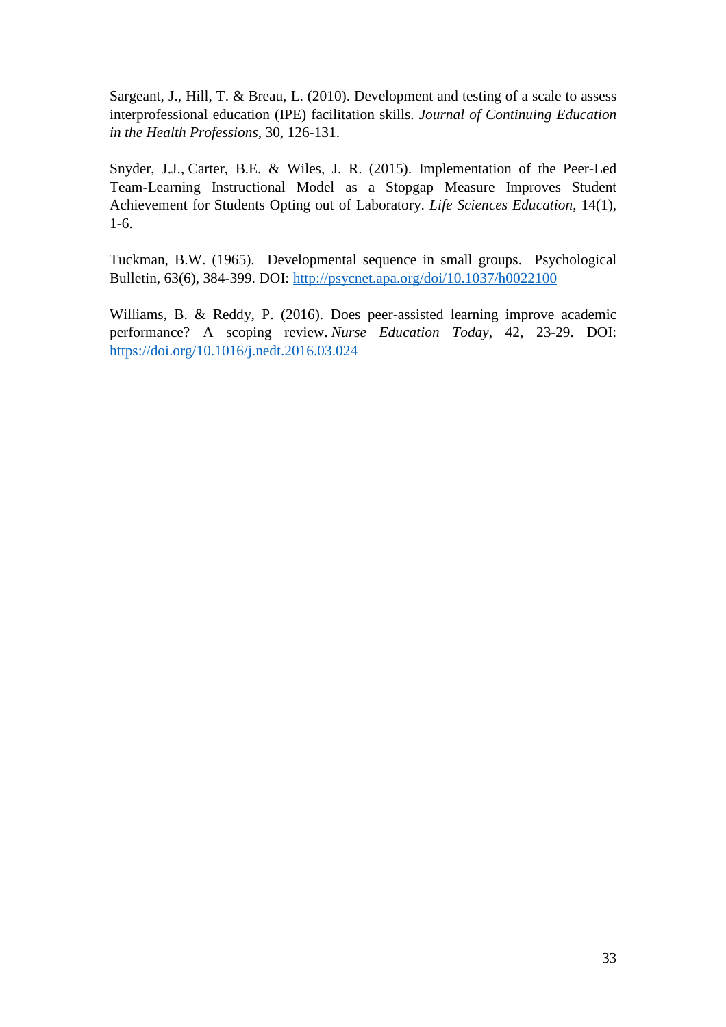Sargeant, J., Hill, T. & Breau, L. (2010). Development and testing of a scale to assess interprofessional education (IPE) facilitation skills. *Journal of Continuing Education in the Health Professions*, 30, 126-131.

Snyder, J.J., Carter, B.E. & Wiles, J. R. (2015). Implementation of the Peer-Led Team-Learning Instructional Model as a Stopgap Measure Improves Student Achievement for Students Opting out of Laboratory. *Life Sciences Education*, 14(1), 1-6.

Tuckman, B.W. (1965). Developmental sequence in small groups. Psychological Bulletin, 63(6), 384-399. DOI: http://psycnet.apa.org/doi/10.1037/h0022100

Williams, B. & Reddy, P. (2016). Does peer-assisted learning improve academic performance? A scoping review. *Nurse Education Today*, 42, 23-29. DOI: https://doi.org/10.1016/j.nedt.2016.03.024